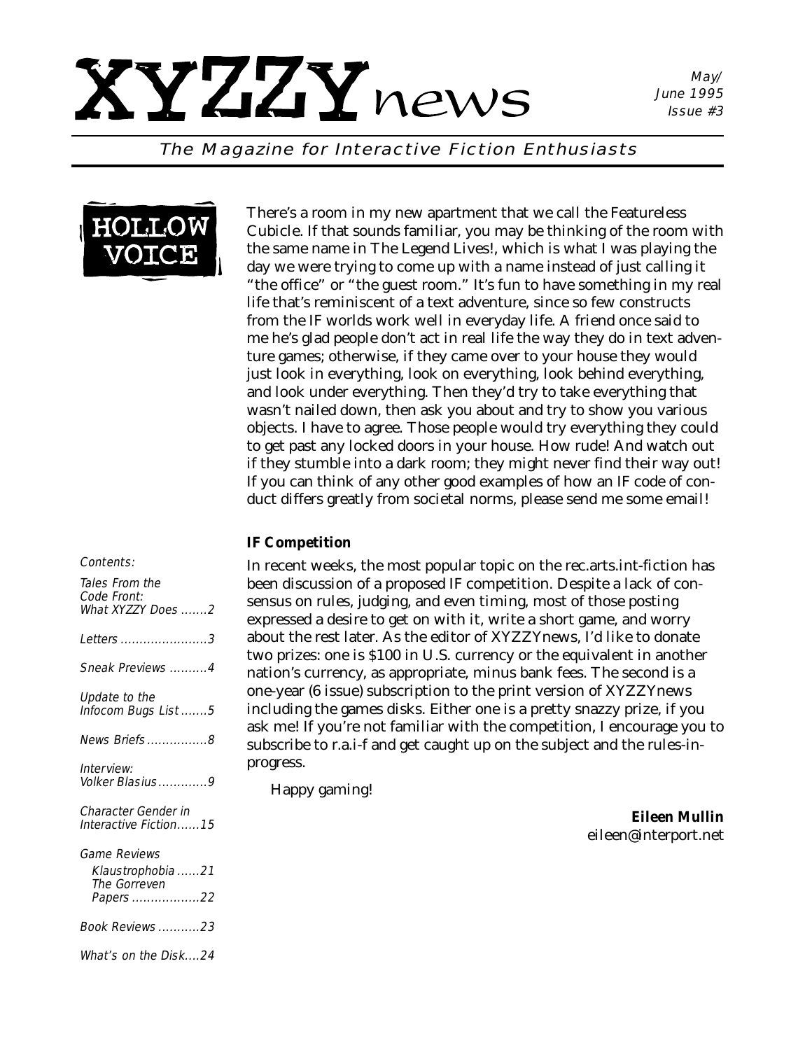# XYZZYnews

May/June 1995
Issue #3

*The Magazine for Interactive Fiction Enthusiasts*

## HOLLOW VOICE

There's a room in my new apartment that we call the Featureless Cubicle. If that sounds familiar, you may be thinking of the room with the same name in The Legend Lives!, which is what I was playing the day we were trying to come up with a name instead of just calling it "the office" or "the guest room." It's fun to have something in my real life that's reminiscent of a text adventure, since so few constructs from the IF worlds work well in everyday life. A friend once said to me he's glad people don't act in real life the way they do in text adventure games; otherwise, if they came over to your house they would just look in everything, look on everything, look behind everything, and look under everything. Then they'd try to take everything that wasn't nailed down, then ask you about and try to show you various objects. I have to agree. Those people would try everything they could to get past any locked doors in your house. How rude! And watch out if they stumble into a dark room; they might never find their way out! If you can think of any other good examples of how an IF code of conduct differs greatly from societal norms, please send me some email!

**IF Competition**

In recent weeks, the most popular topic on the rec.arts.int-fiction has been discussion of a proposed IF competition. Despite a lack of consensus on rules, judging, and even timing, most of those posting expressed a desire to get on with it, write a short game, and worry about the rest later. As the editor of XYZZYnews, I'd like to donate two prizes: one is $100 in U.S. currency or the equivalent in another nation's currency, as appropriate, minus bank fees. The second is a one-year (6 issue) subscription to the print version of XYZZYnews including the games disks. Either one is a pretty snazzy prize, if you ask me! If you're not familiar with the competition, I encourage you to subscribe to r.a.i-f and get caught up on the subject and the rules-in-progress.

Happy gaming!

**Eileen Mullin**
eileen@interport.net

*Contents:*

- Tales From the Code Front: What XYZZY Does .......2
- Letters .......................3
- Sneak Previews ..........4
- Update to the Infocom Bugs List .......5
- News Briefs ................8
- Interview: Volker Blasius .............9
- Character Gender in Interactive Fiction......15
- Game Reviews
  - Klaustrophobia ......21
  - The Gorreven Papers ..................22
- Book Reviews ...........23
- What's on the Disk....24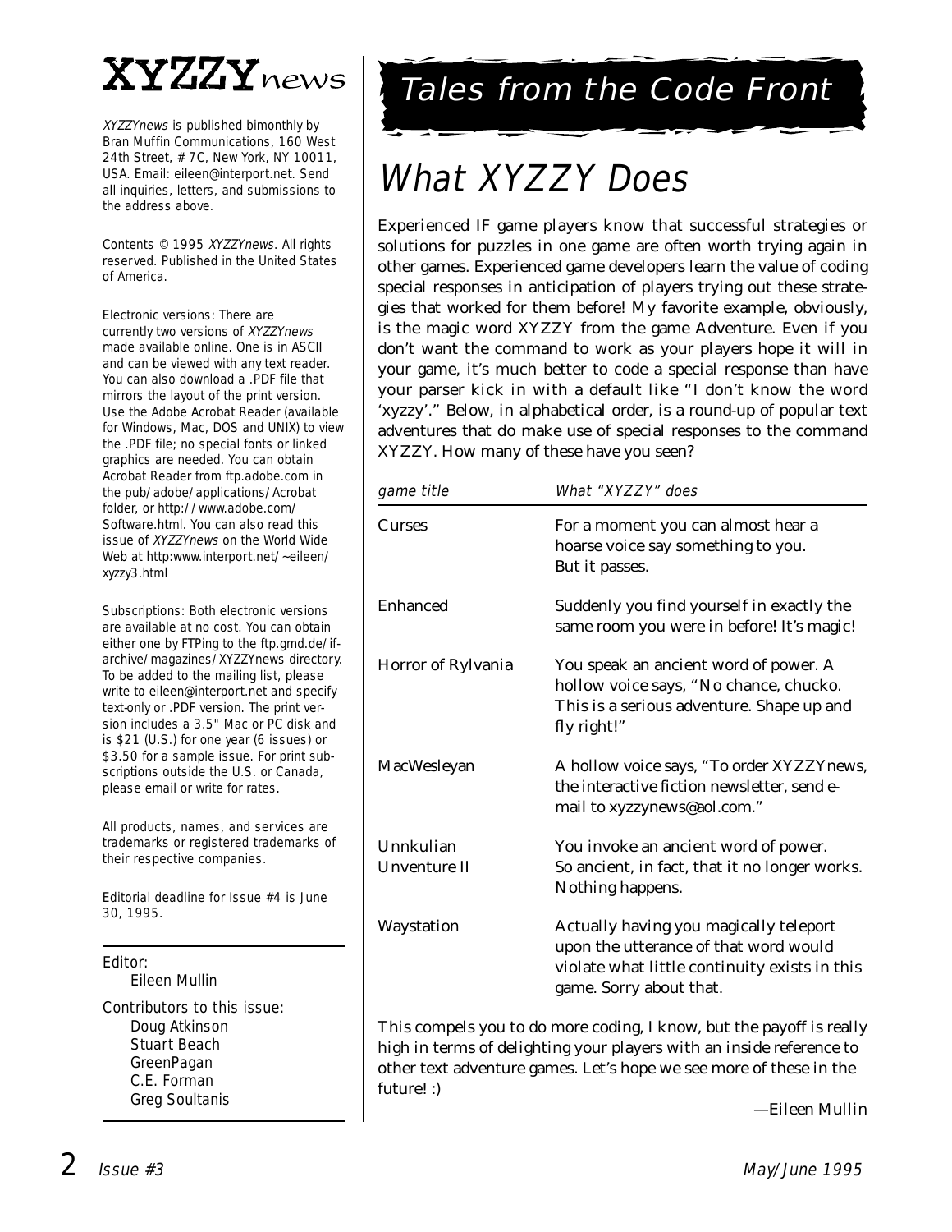# XYZZYnews

*XYZZYnews* is published bimonthly by Bran Muffin Communications, 160 West 24th Street, # 7C, New York, NY 10011, USA. Email: eileen@interport.net. Send all inquiries, letters, and submissions to the address above.

Contents © 1995 *XYZZYnews*. All rights reserved. Published in the United States of America.

Electronic versions: There are currently two versions of *XYZZYnews* made available online. One is in ASCII and can be viewed with any text reader. You can also download a .PDF file that mirrors the layout of the print version. Use the Adobe Acrobat Reader (available for Windows, Mac, DOS and UNIX) to view the .PDF file; no special fonts or linked graphics are needed. You can obtain Acrobat Reader from ftp.adobe.com in the pub/adobe/applications/Acrobat folder, or http://www.adobe.com/Software.html. You can also read this issue of *XYZZYnews* on the World Wide Web at http:www.interport.net/~eileen/xyzzy3.html

Subscriptions: Both electronic versions are available at no cost. You can obtain either one by FTPing to the ftp.gmd.de/if-archive/magazines/XYZZYnews directory. To be added to the mailing list, please write to eileen@interport.net and specify text-only or .PDF version. The print version includes a 3.5" Mac or PC disk and is $21 (U.S.) for one year (6 issues) or $3.50 for a sample issue. For print subscriptions outside the U.S. or Canada, please email or write for rates.

All products, names, and services are trademarks or registered trademarks of their respective companies.

Editorial deadline for Issue #4 is June 30, 1995.

Editor:
Eileen Mullin

Contributors to this issue:
Doug Atkinson
Stuart Beach
GreenPagan
C.E. Forman
Greg Soultanis

# Tales from the Code Front

## What XYZZY Does

Experienced IF game players know that successful strategies or solutions for puzzles in one game are often worth trying again in other games. Experienced game developers learn the value of coding special responses in anticipation of players trying out these strategies that worked for them before! My favorite example, obviously, is the magic word XYZZY from the game Adventure. Even if you don't want the command to work as your players hope it will in your game, it's much better to code a special response than have your parser kick in with a default like "I don't know the word 'xyzzy'." Below, in alphabetical order, is a round-up of popular text adventures that do make use of special responses to the command XYZZY. How many of these have you seen?

| *game title* | *What "XYZZY" does* |
|---|---|
| Curses | For a moment you can almost hear a hoarse voice say something to you. But it passes. |
| Enhanced | Suddenly you find yourself in exactly the same room you were in before! It's magic! |
| Horror of Rylvania | You speak an ancient word of power. A hollow voice says, "No chance, chucko. This is a serious adventure. Shape up and fly right!" |
| MacWesleyan | A hollow voice says, "To order XYZZYnews, the interactive fiction newsletter, send e-mail to xyzzynews@aol.com." |
| Unnkulian Unventure II | You invoke an ancient word of power. So ancient, in fact, that it no longer works. Nothing happens. |
| Waystation | Actually having you magically teleport upon the utterance of that word would violate what little continuity exists in this game. Sorry about that. |

This compels you to do more coding, I know, but the payoff is really high in terms of delighting your players with an inside reference to other text adventure games. Let's hope we see more of these in the future! :)

—Eileen Mullin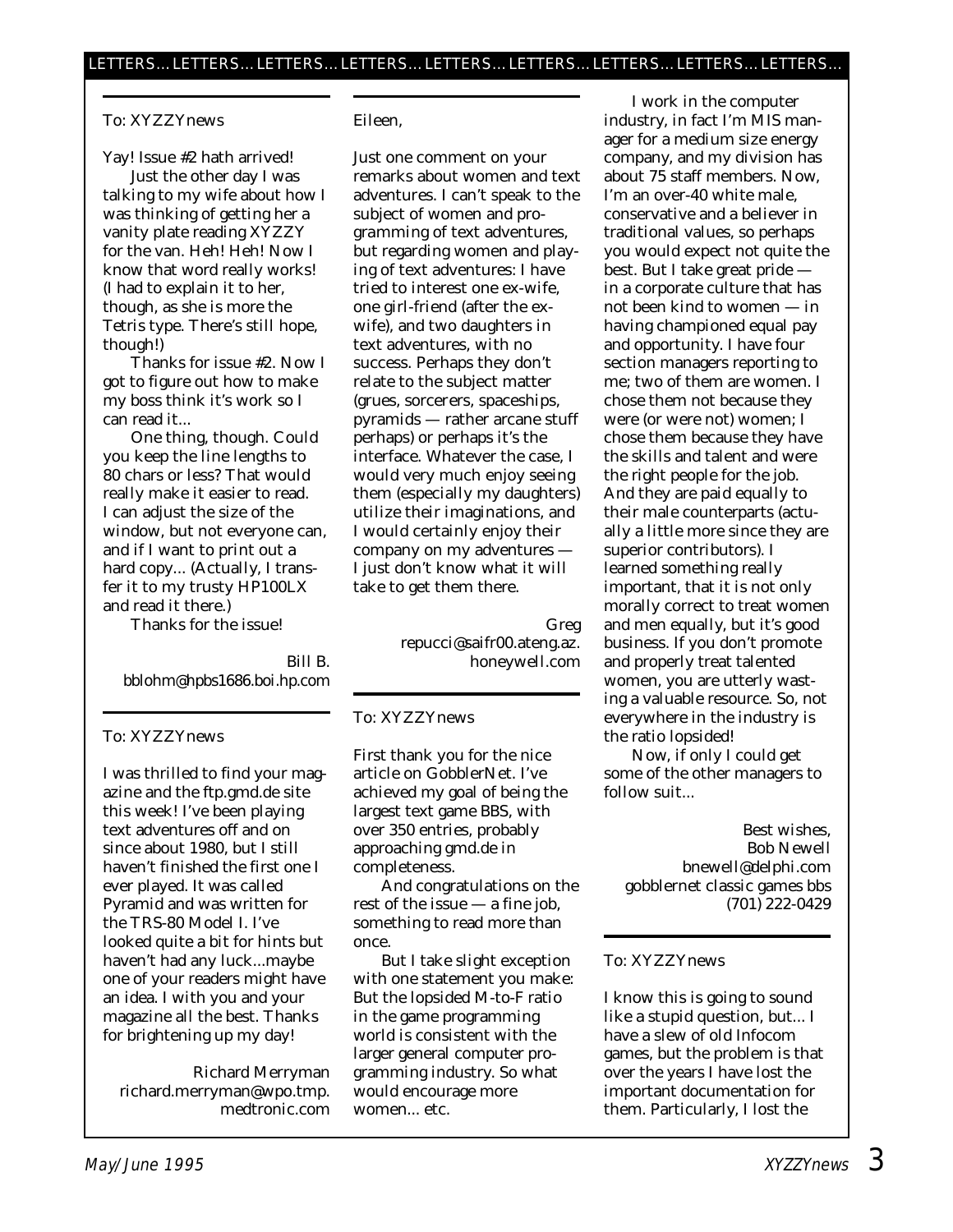LETTERS... LETTERS... LETTERS... LETTERS... LETTERS... LETTERS... LETTERS... LETTERS... LETTERS...

To: XYZZYnews

Yay! Issue #2 hath arrived!

Just the other day I was talking to my wife about how I was thinking of getting her a vanity plate reading XYZZY for the van. Heh! Heh! Now I know that word really works! (I had to explain it to her, though, as she is more the Tetris type. There's still hope, though!)

Thanks for issue #2. Now I got to figure out how to make my boss think it's work so I can read it...

One thing, though. Could you keep the line lengths to 80 chars or less? That would really make it easier to read. I can adjust the size of the window, but not everyone can, and if I want to print out a hard copy... (Actually, I transfer it to my trusty HP100LX and read it there.)

Thanks for the issue!

Bill B.
bblohm@hpbs1686.boi.hp.com

---

To: XYZZYnews

I was thrilled to find your magazine and the ftp.gmd.de site this week! I've been playing text adventures off and on since about 1980, but I still haven't finished the first one I ever played. It was called Pyramid and was written for the TRS-80 Model I. I've looked quite a bit for hints but haven't had any luck...maybe one of your readers might have an idea. I with you and your magazine all the best. Thanks for brightening up my day!

Richard Merryman
richard.merryman@wpo.tmp.medtronic.com

---

Eileen,

Just one comment on your remarks about women and text adventures. I can't speak to the subject of women and programming of text adventures, but regarding women and playing of text adventures: I have tried to interest one ex-wife, one girl-friend (after the ex-wife), and two daughters in text adventures, with no success. Perhaps they don't relate to the subject matter (grues, sorcerers, spaceships, pyramids — rather arcane stuff perhaps) or perhaps it's the interface. Whatever the case, I would very much enjoy seeing them (especially my daughters) utilize their imaginations, and I would certainly enjoy their company on my adventures — I just don't know what it will take to get them there.

Greg
repucci@saifr00.ateng.az.honeywell.com

---

To: XYZZYnews

First thank you for the nice article on GobblerNet. I've achieved my goal of being the largest text game BBS, with over 350 entries, probably approaching gmd.de in completeness.

And congratulations on the rest of the issue — a fine job, something to read more than once.

But I take slight exception with one statement you make: But the lopsided M-to-F ratio in the game programming world is consistent with the larger general computer programming industry. So what would encourage more women... etc.

I work in the computer industry, in fact I'm MIS manager for a medium size energy company, and my division has about 75 staff members. Now, I'm an over-40 white male, conservative and a believer in traditional values, so perhaps you would expect not quite the best. But I take great pride — in a corporate culture that has not been kind to women — in having championed equal pay and opportunity. I have four section managers reporting to me; two of them are women. I chose them not because they were (or were not) women; I chose them because they have the skills and talent and were the right people for the job. And they are paid equally to their male counterparts (actually a little more since they are superior contributors). I learned something really important, that it is not only morally correct to treat women and men equally, but it's good business. If you don't promote and properly treat talented women, you are utterly wasting a valuable resource. So, not everywhere in the industry is the ratio lopsided!

Now, if only I could get some of the other managers to follow suit...

Best wishes,
Bob Newell
bnewell@delphi.com
gobblernet classic games bbs
(701) 222-0429

---

To: XYZZYnews

I know this is going to sound like a stupid question, but... I have a slew of old Infocom games, but the problem is that over the years I have lost the important documentation for them. Particularly, I lost the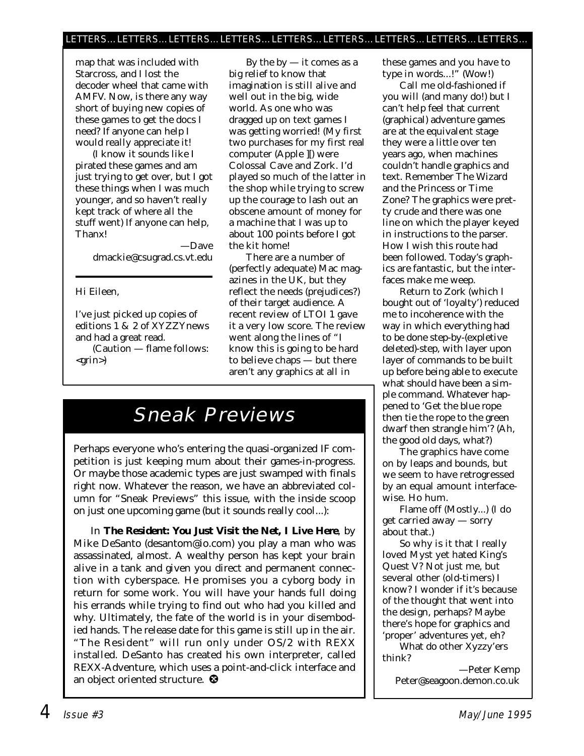map that was included with Starcross, and I lost the decoder wheel that came with AMFV. Now, is there any way short of buying new copies of these games to get the docs I need? If anyone can help I would really appreciate it!

(I know it sounds like I pirated these games and am just trying to get over, but I got these things when I was much younger, and so haven't really kept track of where all the stuff went) If anyone can help, Thanx!

—Dave
dmackie@csugrad.cs.vt.edu

---

Hi Eileen,

I've just picked up copies of editions 1 & 2 of XYZZYnews and had a great read.

(Caution — flame follows: <grin>)

By the by — it comes as a big relief to know that imagination is still alive and well out in the big, wide world. As one who was dragged up on text games I was getting worried! (My first two purchases for my first real computer (Apple ][) were Colossal Cave and Zork. I'd played so much of the latter in the shop while trying to screw up the courage to lash out an obscene amount of money for a machine that I was up to about 100 points before I got the kit home!

There are a number of (perfectly adequate) Mac magazines in the UK, but they reflect the needs (prejudices?) of their target audience. A recent review of LTOI 1 gave it a very low score. The review went along the lines of "I know this is going to be hard to believe chaps — but there aren't any graphics at all in these games and you have to type in words...!" (Wow!)

Call me old-fashioned if you will (and many do!) but I can't help feel that current (graphical) adventure games are at the equivalent stage they were a little over ten years ago, when machines couldn't handle graphics and text. Remember The Wizard and the Princess or Time Zone? The graphics were pretty crude and there was one line on which the player keyed in instructions to the parser. How I wish this route had been followed. Today's graphics are fantastic, but the interfaces make me weep.

Return to Zork (which I bought out of 'loyalty') reduced me to incoherence with the way in which everything had to be done step-by-(expletive deleted)-step, with layer upon layer of commands to be built up before being able to execute what should have been a simple command. Whatever happened to 'Get the blue rope then tie the rope to the green dwarf then strangle him'? (Ah, the good old days, what?)

The graphics have come on by leaps and bounds, but we seem to have retrogressed by an equal amount interface-wise. Ho hum.

Flame off (Mostly...) (I do get carried away — sorry about that.)

So why is it that I really loved Myst yet hated King's Quest V? Not just me, but several other (old-timers) I know? I wonder if it's because of the thought that went into the design, perhaps? Maybe there's hope for graphics and 'proper' adventures yet, eh?

What do other Xyzzy'ers think?

—Peter Kemp
Peter@seagoon.demon.co.uk

# Sneak Previews

Perhaps everyone who's entering the quasi-organized IF competition is just keeping mum about their games-in-progress. Or maybe those academic types are just swamped with finals right now. Whatever the reason, we have an abbreviated column for "Sneak Previews" this issue, with the inside scoop on just one upcoming game (but it sounds really cool...):

In **The Resident: You Just Visit the Net, I Live Here**, by Mike DeSanto (desantom@io.com) you play a man who was assassinated, almost. A wealthy person has kept your brain alive in a tank and given you direct and permanent connection with cyberspace. He promises you a cyborg body in return for some work. You will have your hands full doing his errands while trying to find out who had you killed and why. Ultimately, the fate of the world is in your disembodied hands. The release date for this game is still up in the air. "The Resident" will run only under OS/2 with REXX installed. DeSanto has created his own interpreter, called REXX-Adventure, which uses a point-and-click interface and an object oriented structure.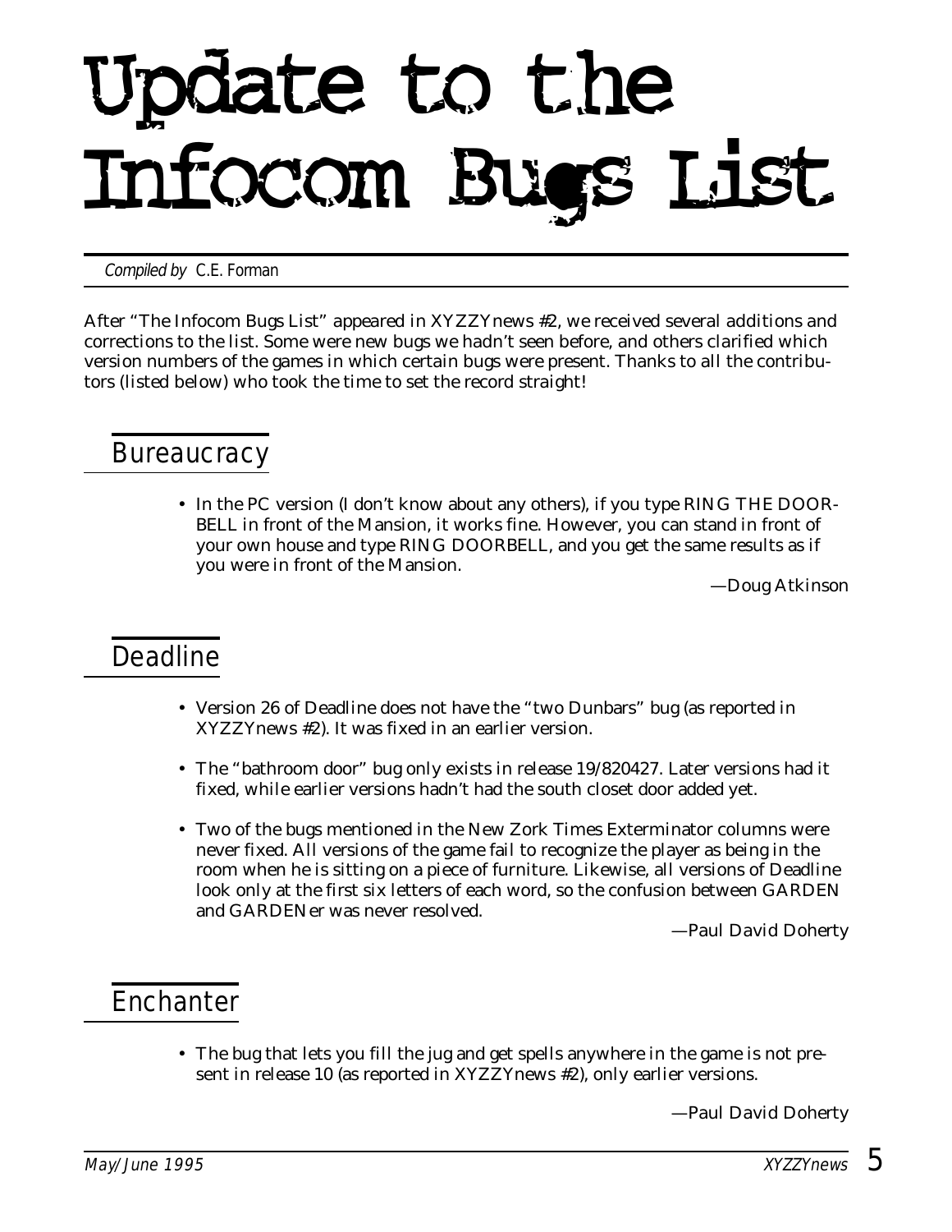# Update to the Infocom Bugs List

*Compiled by* C.E. Forman

After "The Infocom Bugs List" appeared in XYZZYnews #2, we received several additions and corrections to the list. Some were new bugs we hadn't seen before, and others clarified which version numbers of the games in which certain bugs were present. Thanks to all the contributors (listed below) who took the time to set the record straight!

## Bureaucracy

- In the PC version (I don't know about any others), if you type RING THE DOORBELL in front of the Mansion, it works fine. However, you can stand in front of your own house and type RING DOORBELL, and you get the same results as if you were in front of the Mansion.

—Doug Atkinson

## Deadline

- Version 26 of Deadline does not have the "two Dunbars" bug (as reported in XYZZYnews #2). It was fixed in an earlier version.
- The "bathroom door" bug only exists in release 19/820427. Later versions had it fixed, while earlier versions hadn't had the south closet door added yet.
- Two of the bugs mentioned in the New Zork Times Exterminator columns were never fixed. All versions of the game fail to recognize the player as being in the room when he is sitting on a piece of furniture. Likewise, all versions of Deadline look only at the first six letters of each word, so the confusion between GARDEN and GARDENer was never resolved.

—Paul David Doherty

## Enchanter

- The bug that lets you fill the jug and get spells anywhere in the game is not present in release 10 (as reported in XYZZYnews #2), only earlier versions.

—Paul David Doherty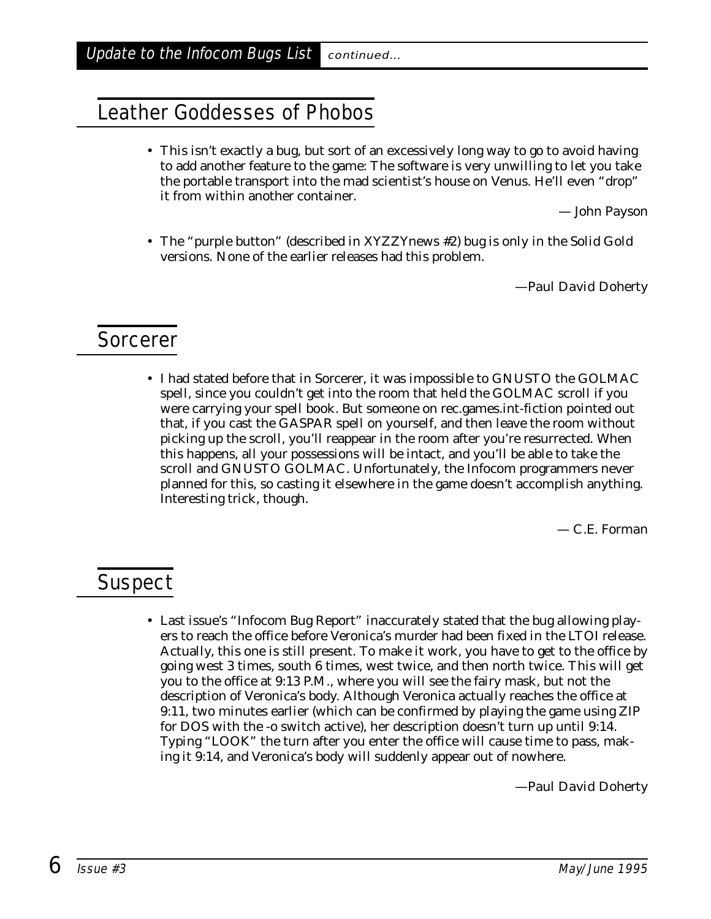## Update to the Infocom Bugs List *continued...*

## Leather Goddesses of Phobos

- This isn't exactly a bug, but sort of an excessively long way to go to avoid having to add another feature to the game: The software is very unwilling to let you take the portable transport into the mad scientist's house on Venus. He'll even "drop" it from within another container.

— John Payson

- The "purple button" (described in XYZZYnews #2) bug is only in the Solid Gold versions. None of the earlier releases had this problem.

—Paul David Doherty

## Sorcerer

- I had stated before that in Sorcerer, it was impossible to GNUSTO the GOLMAC spell, since you couldn't get into the room that held the GOLMAC scroll if you were carrying your spell book. But someone on rec.games.int-fiction pointed out that, if you cast the GASPAR spell on yourself, and then leave the room without picking up the scroll, you'll reappear in the room after you're resurrected. When this happens, all your possessions will be intact, and you'll be able to take the scroll and GNUSTO GOLMAC. Unfortunately, the Infocom programmers never planned for this, so casting it elsewhere in the game doesn't accomplish anything. Interesting trick, though.

— C.E. Forman

## Suspect

- Last issue's "Infocom Bug Report" inaccurately stated that the bug allowing players to reach the office before Veronica's murder had been fixed in the LTOI release. Actually, this one is still present. To make it work, you have to get to the office by going west 3 times, south 6 times, west twice, and then north twice. This will get you to the office at 9:13 P.M., where you will see the fairy mask, but not the description of Veronica's body. Although Veronica actually reaches the office at 9:11, two minutes earlier (which can be confirmed by playing the game using ZIP for DOS with the -o switch active), her description doesn't turn up until 9:14. Typing "LOOK" the turn after you enter the office will cause time to pass, making it 9:14, and Veronica's body will suddenly appear out of nowhere.

—Paul David Doherty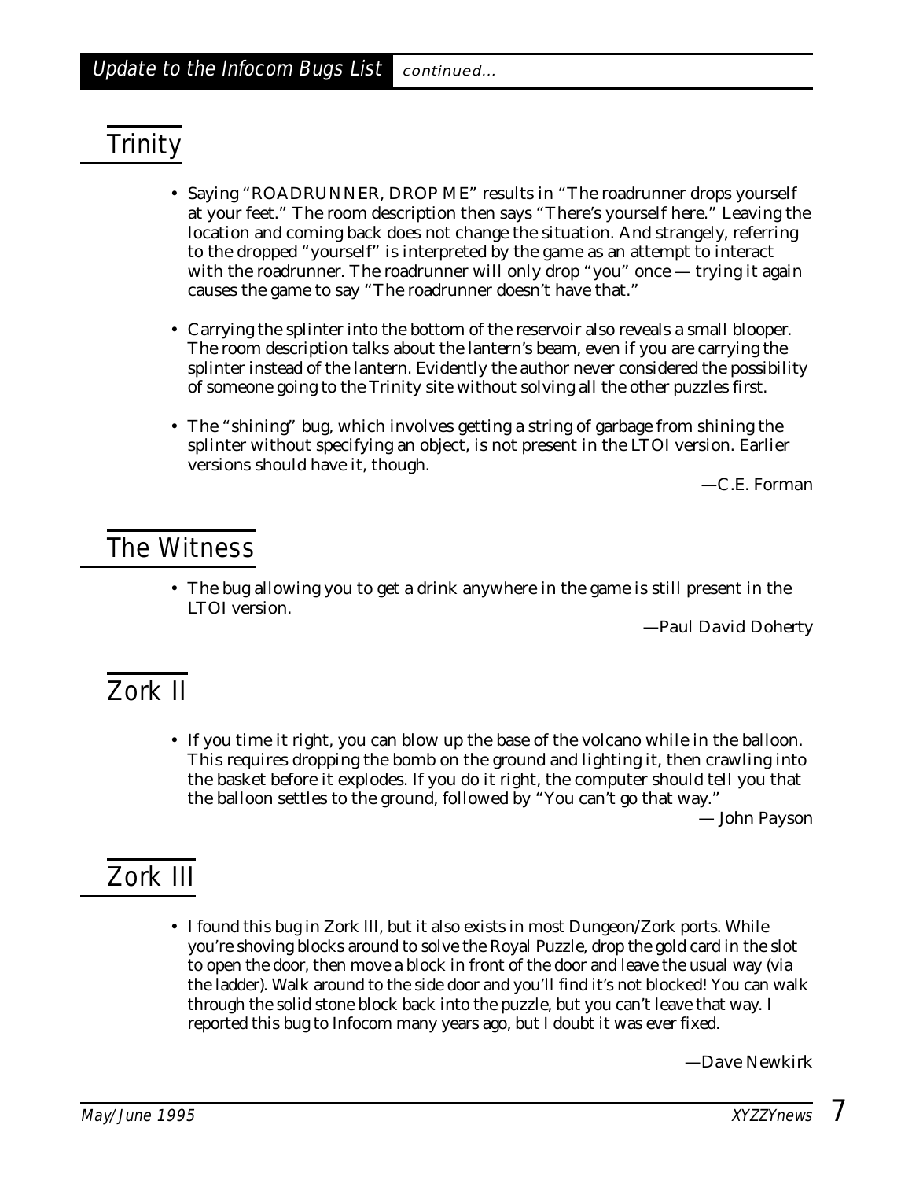## Update to the Infocom Bugs List *continued...*

## Trinity

- Saying "ROADRUNNER, DROP ME" results in "The roadrunner drops yourself at your feet." The room description then says "There's yourself here." Leaving the location and coming back does not change the situation. And strangely, referring to the dropped "yourself" is interpreted by the game as an attempt to interact with the roadrunner. The roadrunner will only drop "you" once — trying it again causes the game to say "The roadrunner doesn't have that."

- Carrying the splinter into the bottom of the reservoir also reveals a small blooper. The room description talks about the lantern's beam, even if you are carrying the splinter instead of the lantern. Evidently the author never considered the possibility of someone going to the Trinity site without solving all the other puzzles first.

- The "shining" bug, which involves getting a string of garbage from shining the splinter without specifying an object, is not present in the LTOI version. Earlier versions should have it, though.

—C.E. Forman

## The Witness

- The bug allowing you to get a drink anywhere in the game is still present in the LTOI version.

—Paul David Doherty

## Zork II

- If you time it right, you can blow up the base of the volcano while in the balloon. This requires dropping the bomb on the ground and lighting it, then crawling into the basket before it explodes. If you do it right, the computer should tell you that the balloon settles to the ground, followed by "You can't go that way."

— John Payson

## Zork III

- I found this bug in Zork III, but it also exists in most Dungeon/Zork ports. While you're shoving blocks around to solve the Royal Puzzle, drop the gold card in the slot to open the door, then move a block in front of the door and leave the usual way (via the ladder). Walk around to the side door and you'll find it's not blocked! You can walk through the solid stone block back into the puzzle, but you can't leave that way. I reported this bug to Infocom many years ago, but I doubt it was ever fixed.

—Dave Newkirk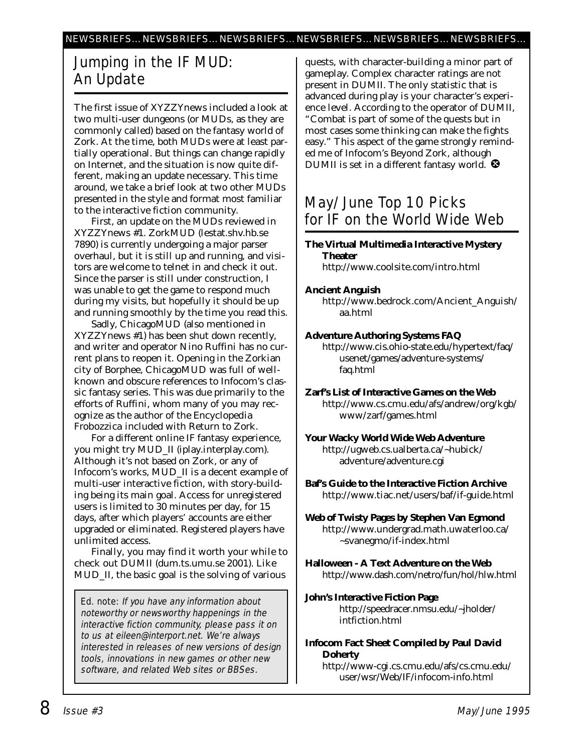NEWSBRIEFS... NEWSBRIEFS... NEWSBRIEFS... NEWSBRIEFS... NEWSBRIEFS... NEWSBRIEFS...

## Jumping in the IF MUD: An Update

The first issue of XYZZYnews included a look at two multi-user dungeons (or MUDs, as they are commonly called) based on the fantasy world of Zork. At the time, both MUDs were at least partially operational. But things can change rapidly on Internet, and the situation is now quite different, making an update necessary. This time around, we take a brief look at two other MUDs presented in the style and format most familiar to the interactive fiction community.

First, an update on the MUDs reviewed in XYZZYnews #1. ZorkMUD (lestat.shv.hb.se 7890) is currently undergoing a major parser overhaul, but it is still up and running, and visitors are welcome to telnet in and check it out. Since the parser is still under construction, I was unable to get the game to respond much during my visits, but hopefully it should be up and running smoothly by the time you read this.

Sadly, ChicagoMUD (also mentioned in XYZZYnews #1) has been shut down recently, and writer and operator Nino Ruffini has no current plans to reopen it. Opening in the Zorkian city of Borphee, ChicagoMUD was full of well-known and obscure references to Infocom's classic fantasy series. This was due primarily to the efforts of Ruffini, whom many of you may recognize as the author of the Encyclopedia Frobozzica included with Return to Zork.

For a different online IF fantasy experience, you might try MUD_II (iplay.interplay.com). Although it's not based on Zork, or any of Infocom's works, MUD_II is a decent example of multi-user interactive fiction, with story-building being its main goal. Access for unregistered users is limited to 30 minutes per day, for 15 days, after which players' accounts are either upgraded or eliminated. Registered players have unlimited access.

Finally, you may find it worth your while to check out DUMII (dum.ts.umu.se 2001). Like MUD_II, the basic goal is the solving of various quests, with character-building a minor part of gameplay. Complex character ratings are not present in DUMII. The only statistic that is advanced during play is your character's experience level. According to the operator of DUMII, "Combat is part of some of the quests but in most cases some thinking can make the fights easy." This aspect of the game strongly reminded me of Infocom's Beyond Zork, although DUMII is set in a different fantasy world.

> Ed. note: *If you have any information about noteworthy or newsworthy happenings in the interactive fiction community, please pass it on to us at eileen@interport.net. We're always interested in releases of new versions of design tools, innovations in new games or other new software, and related Web sites or BBSes.*

## May/June Top 10 Picks for IF on the World Wide Web

**The Virtual Multimedia Interactive Mystery Theater**
http://www.coolsite.com/intro.html

**Ancient Anguish**
http://www.bedrock.com/Ancient_Anguish/aa.html

**Adventure Authoring Systems FAQ**
http://www.cis.ohio-state.edu/hypertext/faq/usenet/games/adventure-systems/faq.html

**Zarf's List of Interactive Games on the Web**
http://www.cs.cmu.edu/afs/andrew/org/kgb/www/zarf/games.html

**Your Wacky World Wide Web Adventure**
http://ugweb.cs.ualberta.ca/~hubick/adventure/adventure.cgi

**Baf's Guide to the Interactive Fiction Archive**
http://www.tiac.net/users/baf/if-guide.html

**Web of Twisty Pages by Stephen Van Egmond**
http://www.undergrad.math.uwaterloo.ca/~svanegmo/if-index.html

**Halloween - A Text Adventure on the Web**
http://www.dash.com/netro/fun/hol/hlw.html

**John's Interactive Fiction Page**
http://speedracer.nmsu.edu/~jholder/intfiction.html

**Infocom Fact Sheet Compiled by Paul David Doherty**
http://www-cgi.cs.cmu.edu/afs/cs.cmu.edu/user/wsr/Web/IF/infocom-info.html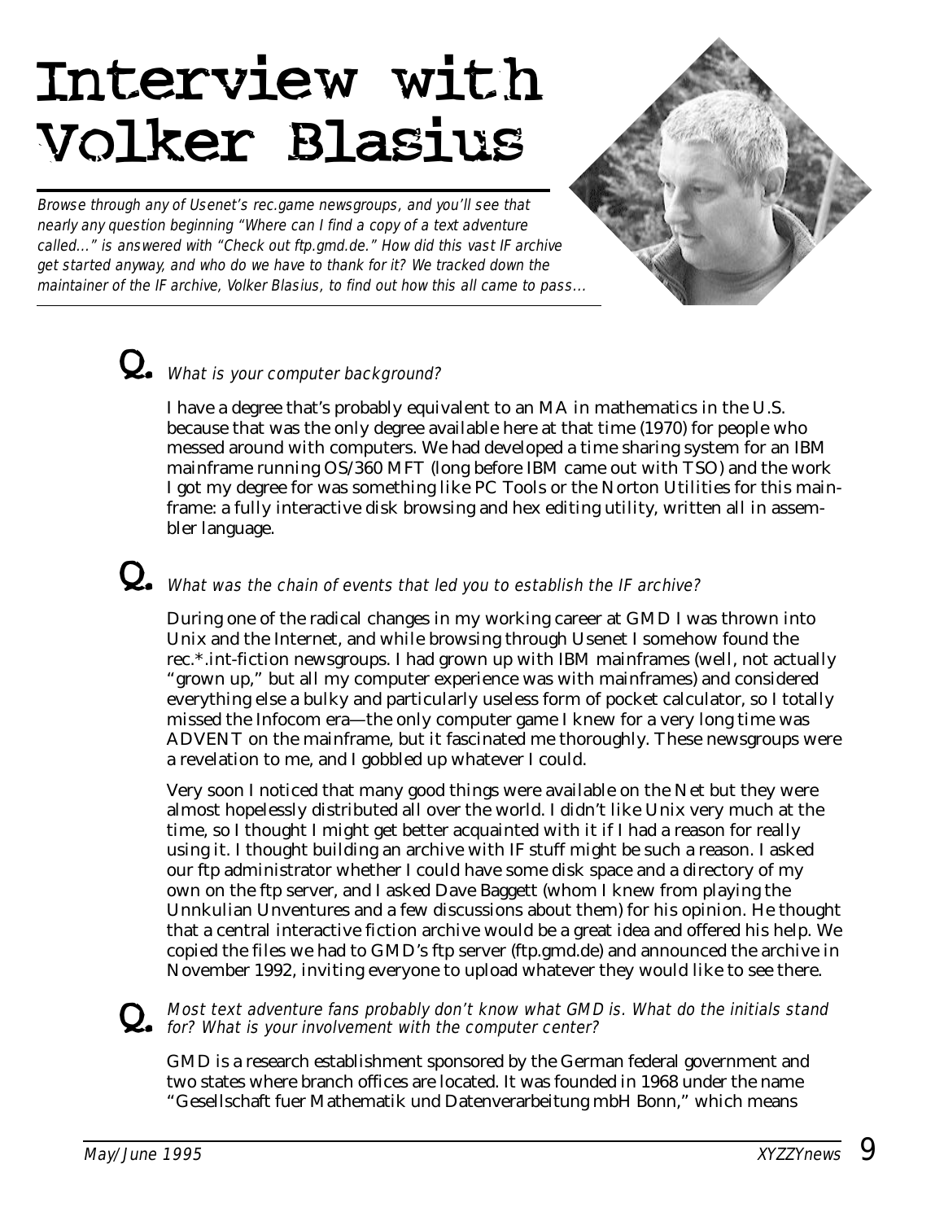# Interview with Volker Blasius

*Browse through any of Usenet's rec.game newsgroups, and you'll see that nearly any question beginning "Where can I find a copy of a text adventure called..." is answered with "Check out ftp.gmd.de." How did this vast IF archive get started anyway, and who do we have to thank for it? We tracked down the maintainer of the IF archive, Volker Blasius, to find out how this all came to pass...*

**Q.** *What is your computer background?*

I have a degree that's probably equivalent to an MA in mathematics in the U.S. because that was the only degree available here at that time (1970) for people who messed around with computers. We had developed a time sharing system for an IBM mainframe running OS/360 MFT (long before IBM came out with TSO) and the work I got my degree for was something like PC Tools or the Norton Utilities for this mainframe: a fully interactive disk browsing and hex editing utility, written all in assembler language.

**Q.** *What was the chain of events that led you to establish the IF archive?*

During one of the radical changes in my working career at GMD I was thrown into Unix and the Internet, and while browsing through Usenet I somehow found the rec.*.int-fiction newsgroups. I had grown up with IBM mainframes (well, not actually "grown up," but all my computer experience was with mainframes) and considered everything else a bulky and particularly useless form of pocket calculator, so I totally missed the Infocom era—the only computer game I knew for a very long time was ADVENT on the mainframe, but it fascinated me thoroughly. These newsgroups were a revelation to me, and I gobbled up whatever I could.

Very soon I noticed that many good things were available on the Net but they were almost hopelessly distributed all over the world. I didn't like Unix very much at the time, so I thought I might get better acquainted with it if I had a reason for really using it. I thought building an archive with IF stuff might be such a reason. I asked our ftp administrator whether I could have some disk space and a directory of my own on the ftp server, and I asked Dave Baggett (whom I knew from playing the Unnkulian Unventures and a few discussions about them) for his opinion. He thought that a central interactive fiction archive would be a great idea and offered his help. We copied the files we had to GMD's ftp server (ftp.gmd.de) and announced the archive in November 1992, inviting everyone to upload whatever they would like to see there.

**Q.** *Most text adventure fans probably don't know what GMD is. What do the initials stand for? What is your involvement with the computer center?*

GMD is a research establishment sponsored by the German federal government and two states where branch offices are located. It was founded in 1968 under the name "Gesellschaft fuer Mathematik und Datenverarbeitung mbH Bonn," which means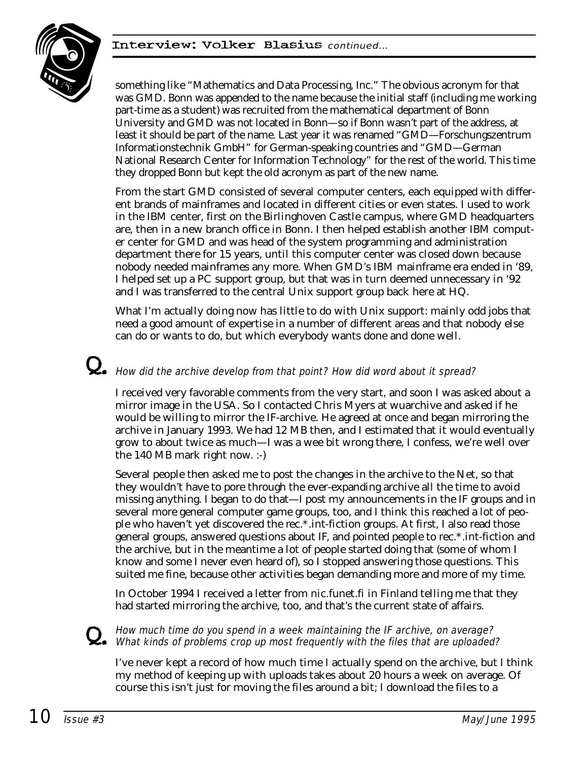## Interview: Volker Blasius *continued...*

something like "Mathematics and Data Processing, Inc." The obvious acronym for that was GMD. Bonn was appended to the name because the initial staff (including me working part-time as a student) was recruited from the mathematical department of Bonn University and GMD was not located in Bonn—so if Bonn wasn't part of the address, at least it should be part of the name. Last year it was renamed "GMD—Forschungszentrum Informationstechnik GmbH" for German-speaking countries and "GMD—German National Research Center for Information Technology" for the rest of the world. This time they dropped Bonn but kept the old acronym as part of the new name.

From the start GMD consisted of several computer centers, each equipped with different brands of mainframes and located in different cities or even states. I used to work in the IBM center, first on the Birlinghoven Castle campus, where GMD headquarters are, then in a new branch office in Bonn. I then helped establish another IBM computer center for GMD and was head of the system programming and administration department there for 15 years, until this computer center was closed down because nobody needed mainframes any more. When GMD's IBM mainframe era ended in '89, I helped set up a PC support group, but that was in turn deemed unnecessary in '92 and I was transferred to the central Unix support group back here at HQ.

What I'm actually doing now has little to do with Unix support: mainly odd jobs that need a good amount of expertise in a number of different areas and that nobody else can do or wants to do, but which everybody wants done and done well.

**Q.** *How did the archive develop from that point? How did word about it spread?*

I received very favorable comments from the very start, and soon I was asked about a mirror image in the USA. So I contacted Chris Myers at wuarchive and asked if he would be willing to mirror the IF-archive. He agreed at once and began mirroring the archive in January 1993. We had 12 MB then, and I estimated that it would eventually grow to about twice as much—I was a wee bit wrong there, I confess, we're well over the 140 MB mark right now. :-)

Several people then asked me to post the changes in the archive to the Net, so that they wouldn't have to pore through the ever-expanding archive all the time to avoid missing anything. I began to do that—I post my announcements in the IF groups and in several more general computer game groups, too, and I think this reached a lot of people who haven't yet discovered the rec.*.int-fiction groups. At first, I also read those general groups, answered questions about IF, and pointed people to rec.*.int-fiction and the archive, but in the meantime a lot of people started doing that (some of whom I know and some I never even heard of), so I stopped answering those questions. This suited me fine, because other activities began demanding more and more of my time.

In October 1994 I received a letter from nic.funet.fi in Finland telling me that they had started mirroring the archive, too, and that's the current state of affairs.

**Q.** *How much time do you spend in a week maintaining the IF archive, on average? What kinds of problems crop up most frequently with the files that are uploaded?*

I've never kept a record of how much time I actually spend on the archive, but I think my method of keeping up with uploads takes about 20 hours a week on average. Of course this isn't just for moving the files around a bit; I download the files to a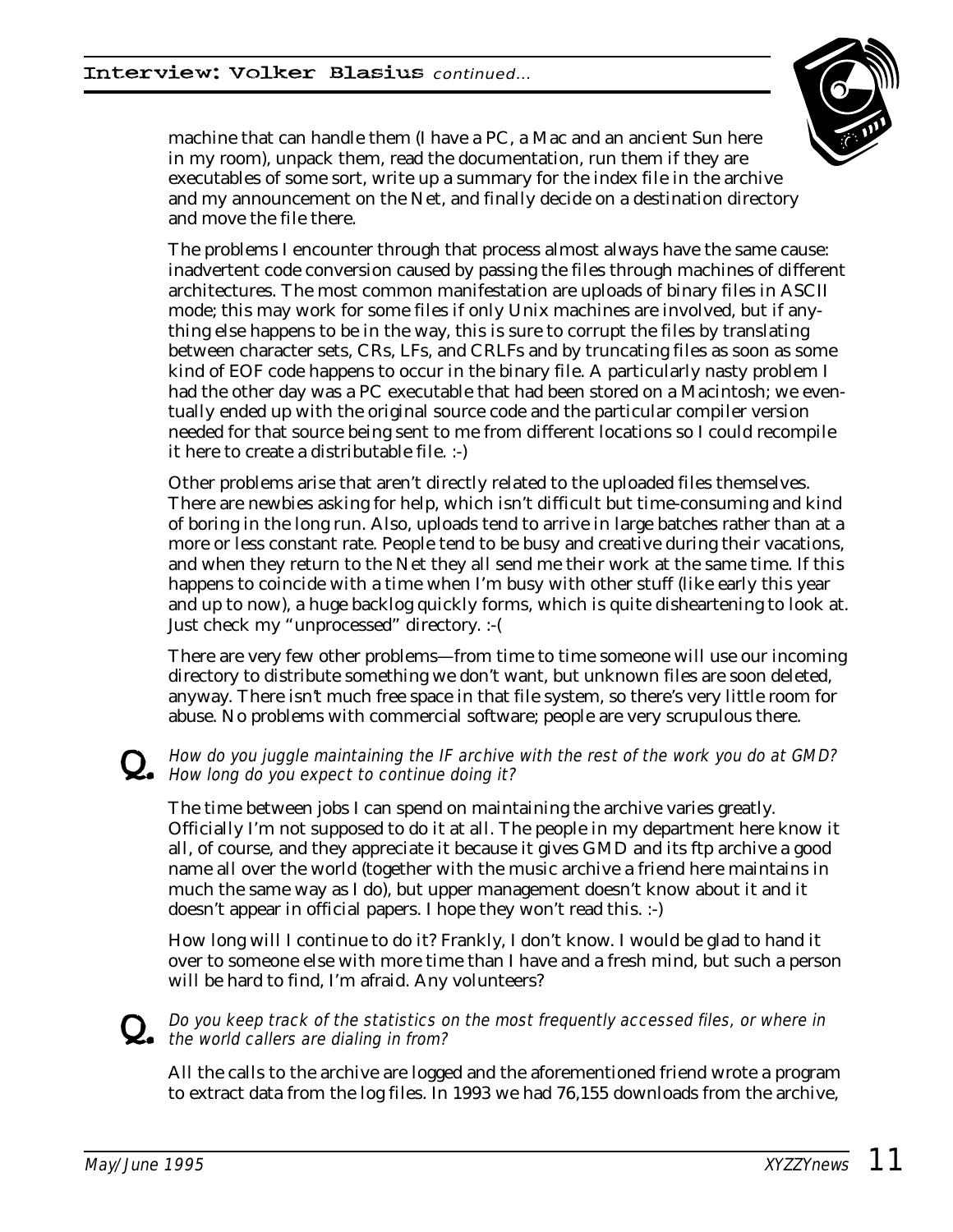machine that can handle them (I have a PC, a Mac and an ancient Sun here in my room), unpack them, read the documentation, run them if they are executables of some sort, write up a summary for the index file in the archive and my announcement on the Net, and finally decide on a destination directory and move the file there.

The problems I encounter through that process almost always have the same cause: inadvertent code conversion caused by passing the files through machines of different architectures. The most common manifestation are uploads of binary files in ASCII mode; this may work for some files if only Unix machines are involved, but if anything else happens to be in the way, this is sure to corrupt the files by translating between character sets, CRs, LFs, and CRLFs and by truncating files as soon as some kind of EOF code happens to occur in the binary file. A particularly nasty problem I had the other day was a PC executable that had been stored on a Macintosh; we eventually ended up with the original source code and the particular compiler version needed for that source being sent to me from different locations so I could recompile it here to create a distributable file. :-)

Other problems arise that aren't directly related to the uploaded files themselves. There are newbies asking for help, which isn't difficult but time-consuming and kind of boring in the long run. Also, uploads tend to arrive in large batches rather than at a more or less constant rate. People tend to be busy and creative during their vacations, and when they return to the Net they all send me their work at the same time. If this happens to coincide with a time when I'm busy with other stuff (like early this year and up to now), a huge backlog quickly forms, which is quite disheartening to look at. Just check my "unprocessed" directory. :-(

There are very few other problems—from time to time someone will use our incoming directory to distribute something we don't want, but unknown files are soon deleted, anyway. There isn't much free space in that file system, so there's very little room for abuse. No problems with commercial software; people are very scrupulous there.

**Q.** *How do you juggle maintaining the IF archive with the rest of the work you do at GMD? How long do you expect to continue doing it?*

The time between jobs I can spend on maintaining the archive varies greatly. Officially I'm not supposed to do it at all. The people in my department here know it all, of course, and they appreciate it because it gives GMD and its ftp archive a good name all over the world (together with the music archive a friend here maintains in much the same way as I do), but upper management doesn't know about it and it doesn't appear in official papers. I hope they won't read this. :-)

How long will I continue to do it? Frankly, I don't know. I would be glad to hand it over to someone else with more time than I have and a fresh mind, but such a person will be hard to find, I'm afraid. Any volunteers?

**Q.** *Do you keep track of the statistics on the most frequently accessed files, or where in the world callers are dialing in from?*

All the calls to the archive are logged and the aforementioned friend wrote a program to extract data from the log files. In 1993 we had 76,155 downloads from the archive,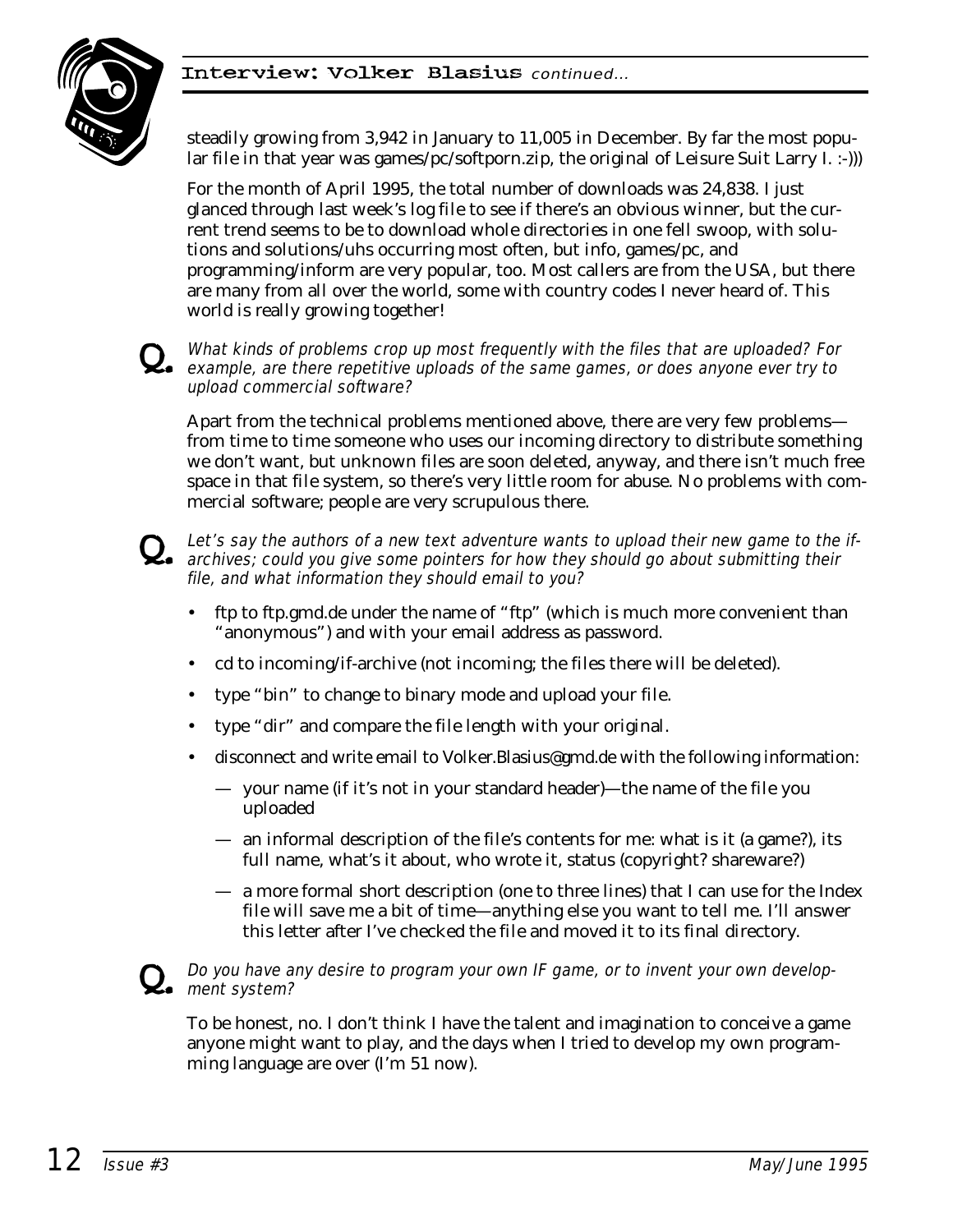## Interview: Volker Blasius *continued...*

steadily growing from 3,942 in January to 11,005 in December. By far the most popular file in that year was games/pc/softporn.zip, the original of Leisure Suit Larry I. :-)))

For the month of April 1995, the total number of downloads was 24,838. I just glanced through last week's log file to see if there's an obvious winner, but the current trend seems to be to download whole directories in one fell swoop, with solutions and solutions/uhs occurring most often, but info, games/pc, and programming/inform are very popular, too. Most callers are from the USA, but there are many from all over the world, some with country codes I never heard of. This world is really growing together!

**Q.** *What kinds of problems crop up most frequently with the files that are uploaded? For example, are there repetitive uploads of the same games, or does anyone ever try to upload commercial software?*

Apart from the technical problems mentioned above, there are very few problems—from time to time someone who uses our incoming directory to distribute something we don't want, but unknown files are soon deleted, anyway, and there isn't much free space in that file system, so there's very little room for abuse. No problems with commercial software; people are very scrupulous there.

**Q.** *Let's say the authors of a new text adventure wants to upload their new game to the if-archives; could you give some pointers for how they should go about submitting their file, and what information they should email to you?*

- ftp to ftp.gmd.de under the name of "ftp" (which is much more convenient than "anonymous") and with your email address as password.
- cd to incoming/if-archive (not incoming; the files there will be deleted).
- type "bin" to change to binary mode and upload your file.
- type "dir" and compare the file length with your original.
- disconnect and write email to Volker.Blasius@gmd.de with the following information:
  - your name (if it's not in your standard header)—the name of the file you uploaded
  - an informal description of the file's contents for me: what is it (a game?), its full name, what's it about, who wrote it, status (copyright? shareware?)
  - a more formal short description (one to three lines) that I can use for the Index file will save me a bit of time—anything else you want to tell me. I'll answer this letter after I've checked the file and moved it to its final directory.

**Q.** *Do you have any desire to program your own IF game, or to invent your own development system?*

To be honest, no. I don't think I have the talent and imagination to conceive a game anyone might want to play, and the days when I tried to develop my own programming language are over (I'm 51 now).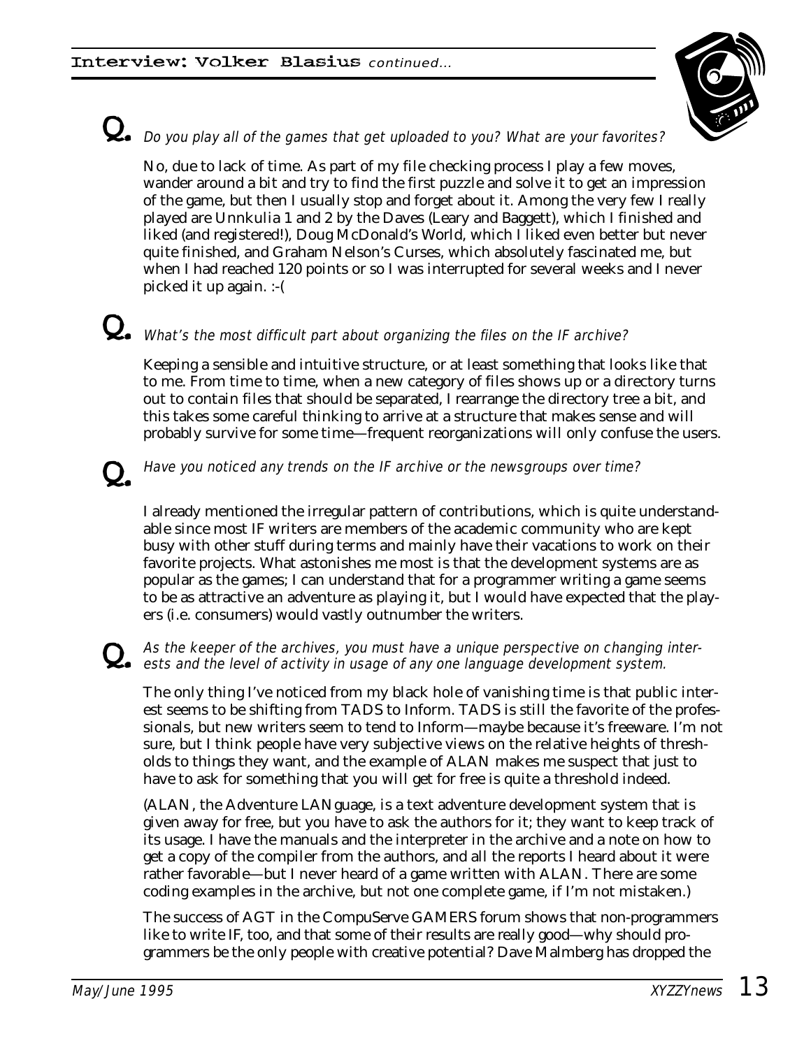**Q.** *Do you play all of the games that get uploaded to you? What are your favorites?*

No, due to lack of time. As part of my file checking process I play a few moves, wander around a bit and try to find the first puzzle and solve it to get an impression of the game, but then I usually stop and forget about it. Among the very few I really played are Unnkulia 1 and 2 by the Daves (Leary and Baggett), which I finished and liked (and registered!), Doug McDonald's World, which I liked even better but never quite finished, and Graham Nelson's Curses, which absolutely fascinated me, but when I had reached 120 points or so I was interrupted for several weeks and I never picked it up again. :-(

**Q.** *What's the most difficult part about organizing the files on the IF archive?*

Keeping a sensible and intuitive structure, or at least something that looks like that to me. From time to time, when a new category of files shows up or a directory turns out to contain files that should be separated, I rearrange the directory tree a bit, and this takes some careful thinking to arrive at a structure that makes sense and will probably survive for some time—frequent reorganizations will only confuse the users.

**Q.** *Have you noticed any trends on the IF archive or the newsgroups over time?*

I already mentioned the irregular pattern of contributions, which is quite understandable since most IF writers are members of the academic community who are kept busy with other stuff during terms and mainly have their vacations to work on their favorite projects. What astonishes me most is that the development systems are as popular as the games; I can understand that for a programmer writing a game seems to be as attractive an adventure as playing it, but I would have expected that the players (i.e. consumers) would vastly outnumber the writers.

**Q.** *As the keeper of the archives, you must have a unique perspective on changing interests and the level of activity in usage of any one language development system.*

The only thing I've noticed from my black hole of vanishing time is that public interest seems to be shifting from TADS to Inform. TADS is still the favorite of the professionals, but new writers seem to tend to Inform—maybe because it's freeware. I'm not sure, but I think people have very subjective views on the relative heights of thresholds to things they want, and the example of ALAN makes me suspect that just to have to ask for something that you will get for free is quite a threshold indeed.

(ALAN, the Adventure LANguage, is a text adventure development system that is given away for free, but you have to ask the authors for it; they want to keep track of its usage. I have the manuals and the interpreter in the archive and a note on how to get a copy of the compiler from the authors, and all the reports I heard about it were rather favorable—but I never heard of a game written with ALAN. There are some coding examples in the archive, but not one complete game, if I'm not mistaken.)

The success of AGT in the CompuServe GAMERS forum shows that non-programmers like to write IF, too, and that some of their results are really good—why should programmers be the only people with creative potential? Dave Malmberg has dropped the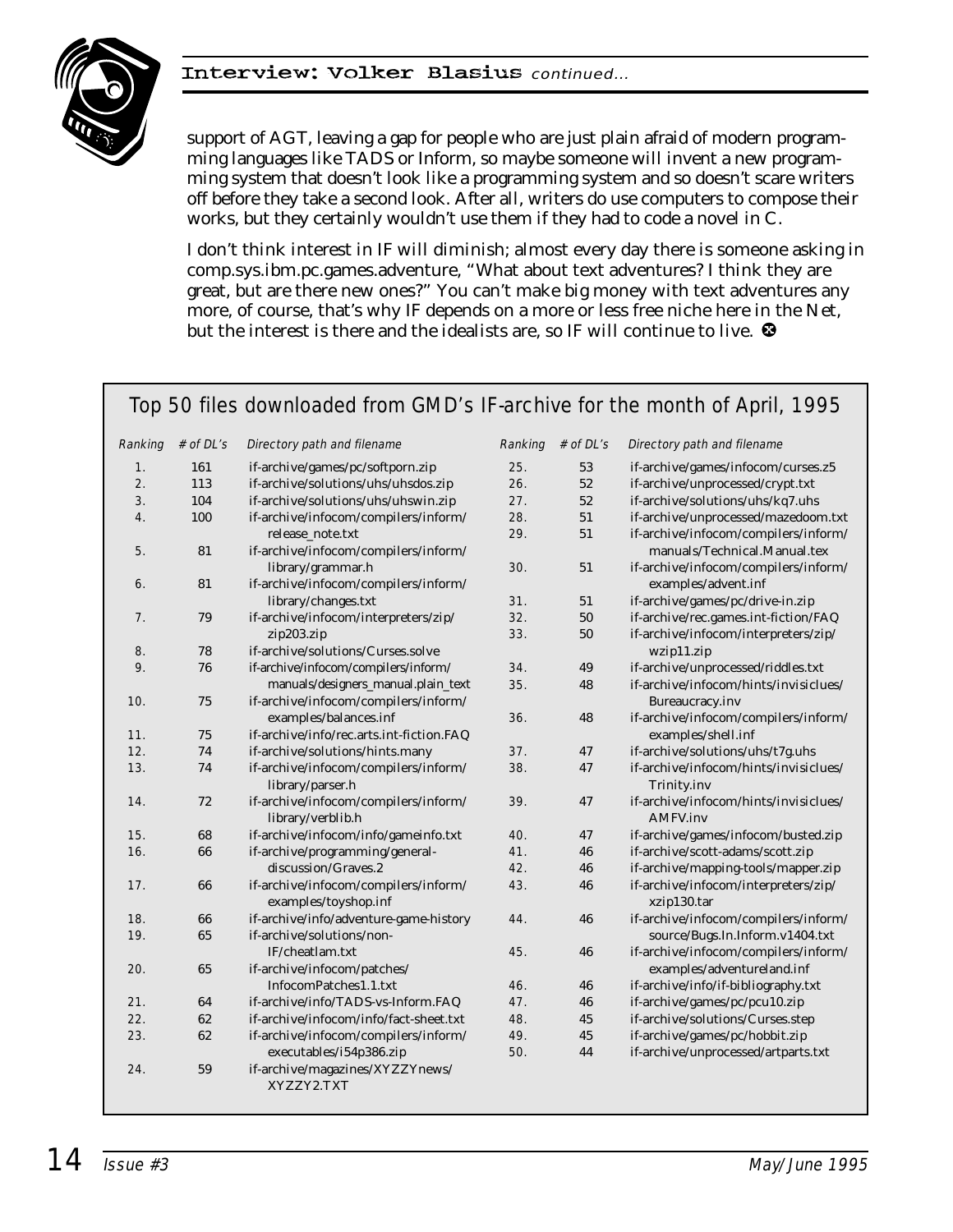## Interview: Volker Blasius *continued...*

support of AGT, leaving a gap for people who are just plain afraid of modern programming languages like TADS or Inform, so maybe someone will invent a new programming system that doesn't look like a programming system and so doesn't scare writers off before they take a second look. After all, writers do use computers to compose their works, but they certainly wouldn't use them if they had to code a novel in C.

I don't think interest in IF will diminish; almost every day there is someone asking in comp.sys.ibm.pc.games.adventure, "What about text adventures? I think they are great, but are there new ones?" You can't make big money with text adventures any more, of course, that's why IF depends on a more or less free niche here in the Net, but the interest is there and the idealists are, so IF will continue to live. ❸

### Top 50 files downloaded from GMD's IF-archive for the month of April, 1995

| Ranking | # of DL's | Directory path and filename |
|---|---|---|
| 1. | 161 | if-archive/games/pc/softporn.zip |
| 2. | 113 | if-archive/solutions/uhs/uhsdos.zip |
| 3. | 104 | if-archive/solutions/uhs/uhswin.zip |
| 4. | 100 | if-archive/infocom/compilers/inform/release_note.txt |
| 5. | 81 | if-archive/infocom/compilers/inform/library/grammar.h |
| 6. | 81 | if-archive/infocom/compilers/inform/library/changes.txt |
| 7. | 79 | if-archive/infocom/interpreters/zip/zip203.zip |
| 8. | 78 | if-archive/solutions/Curses.solve |
| 9. | 76 | if-archive/infocom/compilers/inform/manuals/designers_manual.plain_text |
| 10. | 75 | if-archive/infocom/compilers/inform/examples/balances.inf |
| 11. | 75 | if-archive/info/rec.arts.int-fiction.FAQ |
| 12. | 74 | if-archive/solutions/hints.many |
| 13. | 74 | if-archive/infocom/compilers/inform/library/parser.h |
| 14. | 72 | if-archive/infocom/compilers/inform/library/verblib.h |
| 15. | 68 | if-archive/infocom/info/gameinfo.txt |
| 16. | 66 | if-archive/programming/general-discussion/Graves.2 |
| 17. | 66 | if-archive/infocom/compilers/inform/examples/toyshop.inf |
| 18. | 66 | if-archive/info/adventure-game-history |
| 19. | 65 | if-archive/solutions/non-IF/cheatlam.txt |
| 20. | 65 | if-archive/infocom/patches/InfocomPatches1.1.txt |
| 21. | 64 | if-archive/info/TADS-vs-Inform.FAQ |
| 22. | 62 | if-archive/infocom/info/fact-sheet.txt |
| 23. | 62 | if-archive/infocom/compilers/inform/executables/i54p386.zip |
| 24. | 59 | if-archive/magazines/XYZZYnews/XYZZY2.TXT |
| 25. | 53 | if-archive/games/infocom/curses.z5 |
| 26. | 52 | if-archive/unprocessed/crypt.txt |
| 27. | 52 | if-archive/solutions/uhs/kq7.uhs |
| 28. | 51 | if-archive/unprocessed/mazedoom.txt |
| 29. | 51 | if-archive/infocom/compilers/inform/manuals/Technical.Manual.tex |
| 30. | 51 | if-archive/infocom/compilers/inform/examples/advent.inf |
| 31. | 51 | if-archive/games/pc/drive-in.zip |
| 32. | 50 | if-archive/rec.games.int-fiction/FAQ |
| 33. | 50 | if-archive/infocom/interpreters/zip/wzip11.zip |
| 34. | 49 | if-archive/unprocessed/riddles.txt |
| 35. | 48 | if-archive/infocom/hints/invisiclues/Bureaucracy.inv |
| 36. | 48 | if-archive/infocom/compilers/inform/examples/shell.inf |
| 37. | 47 | if-archive/solutions/uhs/t7g.uhs |
| 38. | 47 | if-archive/infocom/hints/invisiclues/Trinity.inv |
| 39. | 47 | if-archive/infocom/hints/invisiclues/AMFV.inv |
| 40. | 47 | if-archive/games/infocom/busted.zip |
| 41. | 46 | if-archive/scott-adams/scott.zip |
| 42. | 46 | if-archive/mapping-tools/mapper.zip |
| 43. | 46 | if-archive/infocom/interpreters/zip/xzip130.tar |
| 44. | 46 | if-archive/infocom/compilers/inform/source/Bugs.In.Inform.v1404.txt |
| 45. | 46 | if-archive/infocom/compilers/inform/examples/adventureland.inf |
| 46. | 46 | if-archive/info/if-bibliography.txt |
| 47. | 46 | if-archive/games/pc/pcu10.zip |
| 48. | 45 | if-archive/solutions/Curses.step |
| 49. | 45 | if-archive/games/pc/hobbit.zip |
| 50. | 44 | if-archive/unprocessed/artparts.txt |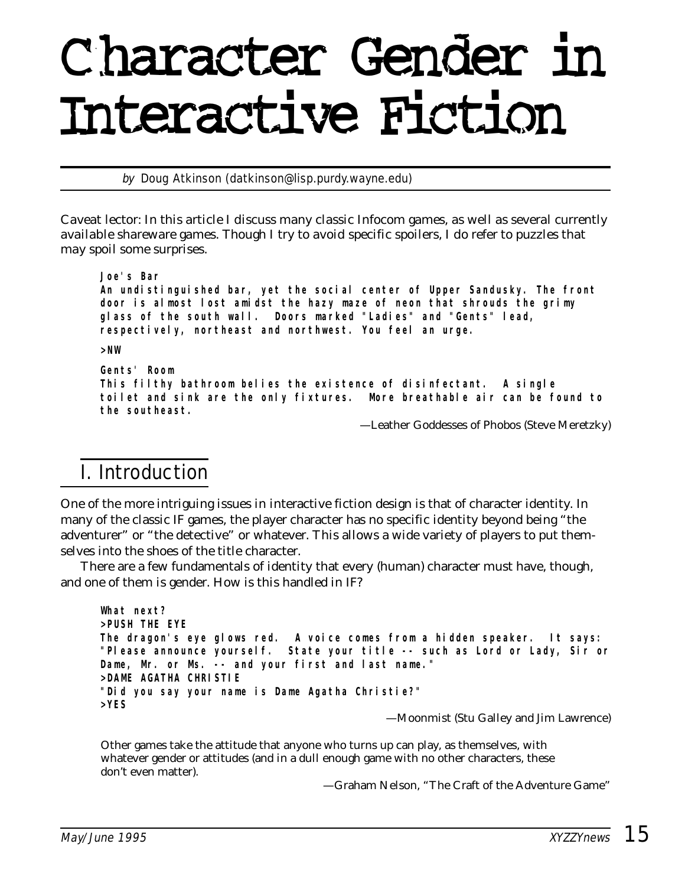# Character Gender in Interactive Fiction

*by* Doug Atkinson (datkinson@lisp.purdy.wayne.edu)

Caveat lector: In this article I discuss many classic Infocom games, as well as several currently available shareware games. Though I try to avoid specific spoilers, I do refer to puzzles that may spoil some surprises.

```
Joe's Bar
An undistinguished bar, yet the social center of Upper Sandusky. The front
door is almost lost amidst the hazy maze of neon that shrouds the grimy
glass of the south wall.  Doors marked "Ladies" and "Gents" lead,
respectively, northeast and northwest. You feel an urge.

>NW

Gents' Room
This filthy bathroom belies the existence of disinfectant.  A single
toilet and sink are the only fixtures.  More breathable air can be found to
the southeast.
```

—Leather Goddesses of Phobos (Steve Meretzky)

## I. Introduction

One of the more intriguing issues in interactive fiction design is that of character identity. In many of the classic IF games, the player character has no specific identity beyond being "the adventurer" or "the detective" or whatever. This allows a wide variety of players to put themselves into the shoes of the title character.

There are a few fundamentals of identity that every (human) character must have, though, and one of them is gender. How is this handled in IF?

```
What next?
>PUSH THE EYE
The dragon's eye glows red.  A voice comes from a hidden speaker.  It says:
"Please announce yourself.  State your title -- such as Lord or Lady, Sir or
Dame, Mr. or Ms. -- and your first and last name."
>DAME AGATHA CHRISTIE
"Did you say your name is Dame Agatha Christie?"
>YES
```

—Moonmist (Stu Galley and Jim Lawrence)

> Other games take the attitude that anyone who turns up can play, as themselves, with whatever gender or attitudes (and in a dull enough game with no other characters, these don't even matter).
>
> —Graham Nelson, "The Craft of the Adventure Game"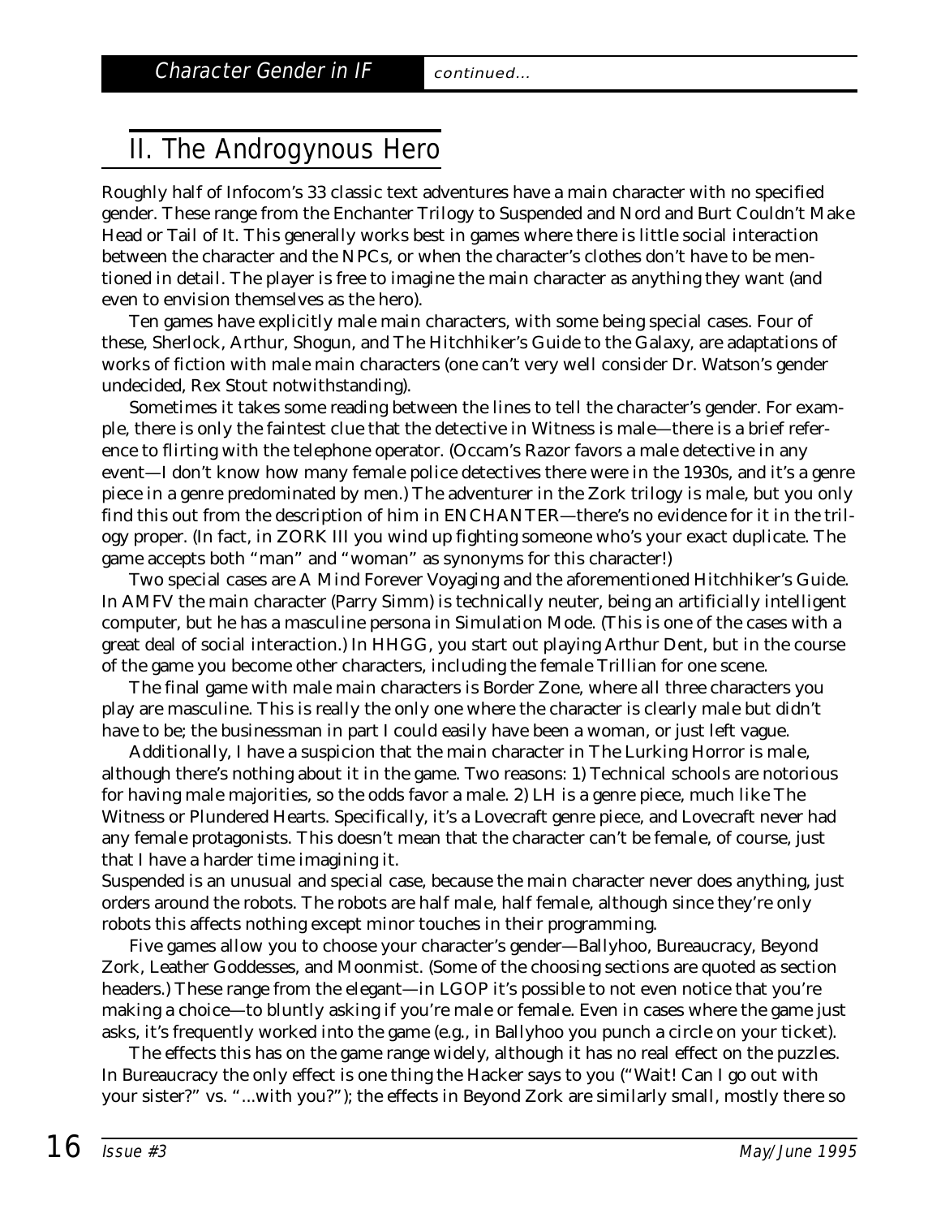## II. The Androgynous Hero

Roughly half of Infocom's 33 classic text adventures have a main character with no specified gender. These range from the Enchanter Trilogy to Suspended and Nord and Burt Couldn't Make Head or Tail of It. This generally works best in games where there is little social interaction between the character and the NPCs, or when the character's clothes don't have to be mentioned in detail. The player is free to imagine the main character as anything they want (and even to envision themselves as the hero).

Ten games have explicitly male main characters, with some being special cases. Four of these, Sherlock, Arthur, Shogun, and The Hitchhiker's Guide to the Galaxy, are adaptations of works of fiction with male main characters (one can't very well consider Dr. Watson's gender undecided, Rex Stout notwithstanding).

Sometimes it takes some reading between the lines to tell the character's gender. For example, there is only the faintest clue that the detective in Witness is male—there is a brief reference to flirting with the telephone operator. (Occam's Razor favors a male detective in any event—I don't know how many female police detectives there were in the 1930s, and it's a genre piece in a genre predominated by men.) The adventurer in the Zork trilogy is male, but you only find this out from the description of him in ENCHANTER—there's no evidence for it in the trilogy proper. (In fact, in ZORK III you wind up fighting someone who's your exact duplicate. The game accepts both "man" and "woman" as synonyms for this character!)

Two special cases are A Mind Forever Voyaging and the aforementioned Hitchhiker's Guide. In AMFV the main character (Parry Simm) is technically neuter, being an artificially intelligent computer, but he has a masculine persona in Simulation Mode. (This is one of the cases with a great deal of social interaction.) In HHGG, you start out playing Arthur Dent, but in the course of the game you become other characters, including the female Trillian for one scene.

The final game with male main characters is Border Zone, where all three characters you play are masculine. This is really the only one where the character is clearly male but didn't have to be; the businessman in part I could easily have been a woman, or just left vague.

Additionally, I have a suspicion that the main character in The Lurking Horror is male, although there's nothing about it in the game. Two reasons: 1) Technical schools are notorious for having male majorities, so the odds favor a male. 2) LH is a genre piece, much like The Witness or Plundered Hearts. Specifically, it's a Lovecraft genre piece, and Lovecraft never had any female protagonists. This doesn't mean that the character can't be female, of course, just that I have a harder time imagining it.

Suspended is an unusual and special case, because the main character never does anything, just orders around the robots. The robots are half male, half female, although since they're only robots this affects nothing except minor touches in their programming.

Five games allow you to choose your character's gender—Ballyhoo, Bureaucracy, Beyond Zork, Leather Goddesses, and Moonmist. (Some of the choosing sections are quoted as section headers.) These range from the elegant—in LGOP it's possible to not even notice that you're making a choice—to bluntly asking if you're male or female. Even in cases where the game just asks, it's frequently worked into the game (e.g., in Ballyhoo you punch a circle on your ticket).

The effects this has on the game range widely, although it has no real effect on the puzzles. In Bureaucracy the only effect is one thing the Hacker says to you ("Wait! Can I go out with your sister?" vs. "...with you?"); the effects in Beyond Zork are similarly small, mostly there so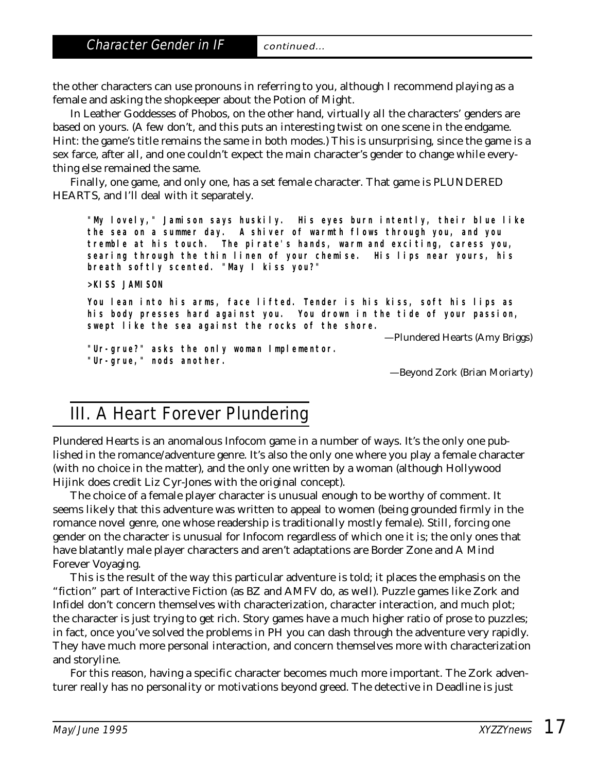the other characters can use pronouns in referring to you, although I recommend playing as a female and asking the shopkeeper about the Potion of Might.

In Leather Goddesses of Phobos, on the other hand, virtually all the characters' genders are based on yours. (A few don't, and this puts an interesting twist on one scene in the endgame. Hint: the game's title remains the same in both modes.) This is unsurprising, since the game is a sex farce, after all, and one couldn't expect the main character's gender to change while everything else remained the same.

Finally, one game, and only one, has a set female character. That game is PLUNDERED HEARTS, and I'll deal with it separately.

> **"My lovely," Jamison says huskily. His eyes burn intently, their blue like the sea on a summer day. A shiver of warmth flows through you, and you tremble at his touch. The pirate's hands, warm and exciting, caress you, searing through the thin linen of your chemise. His lips near yours, his breath softly scented. "May I kiss you?"**
>
> **>KISS JAMISON**
>
> **You lean into his arms, face lifted. Tender is his kiss, soft his lips as his body presses hard against you. You drown in the tide of your passion, swept like the sea against the rocks of the shore.**
>
> —Plundered Hearts (Amy Briggs)

> **"Ur-grue?" asks the only woman Implementor.**
> **"Ur-grue," nods another.**
>
> —Beyond Zork (Brian Moriarty)

## III. A Heart Forever Plundering

Plundered Hearts is an anomalous Infocom game in a number of ways. It's the only one published in the romance/adventure genre. It's also the only one where you play a female character (with no choice in the matter), and the only one written by a woman (although Hollywood Hijink does credit Liz Cyr-Jones with the original concept).

The choice of a female player character is unusual enough to be worthy of comment. It seems likely that this adventure was written to appeal to women (being grounded firmly in the romance novel genre, one whose readership is traditionally mostly female). Still, forcing one gender on the character is unusual for Infocom regardless of which one it is; the only ones that have blatantly male player characters and aren't adaptations are Border Zone and A Mind Forever Voyaging.

This is the result of the way this particular adventure is told; it places the emphasis on the "fiction" part of Interactive Fiction (as BZ and AMFV do, as well). Puzzle games like Zork and Infidel don't concern themselves with characterization, character interaction, and much plot; the character is just trying to get rich. Story games have a much higher ratio of prose to puzzles; in fact, once you've solved the problems in PH you can dash through the adventure very rapidly. They have much more personal interaction, and concern themselves more with characterization and storyline.

For this reason, having a specific character becomes much more important. The Zork adventurer really has no personality or motivations beyond greed. The detective in Deadline is just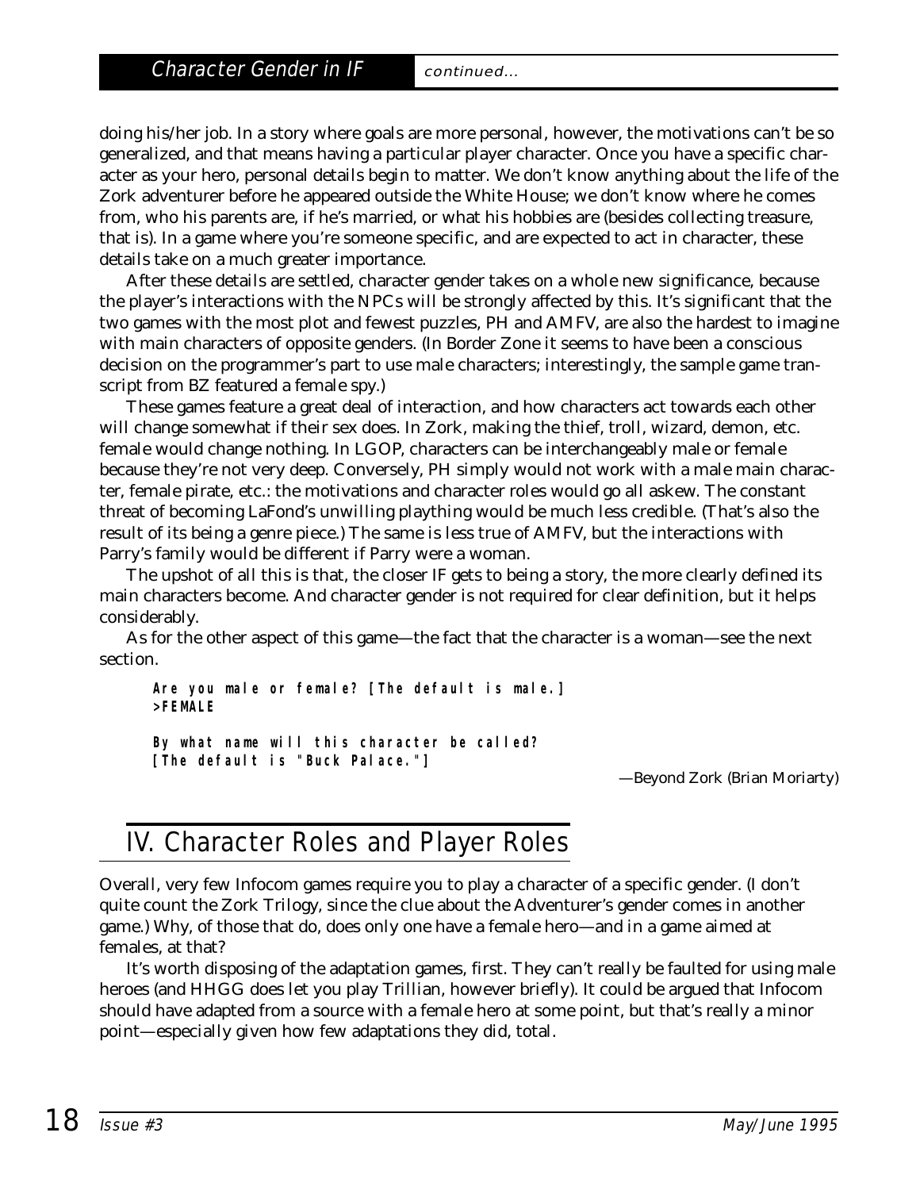doing his/her job. In a story where goals are more personal, however, the motivations can't be so generalized, and that means having a particular player character. Once you have a specific character as your hero, personal details begin to matter. We don't know anything about the life of the Zork adventurer before he appeared outside the White House; we don't know where he comes from, who his parents are, if he's married, or what his hobbies are (besides collecting treasure, that is). In a game where you're someone specific, and are expected to act in character, these details take on a much greater importance.

After these details are settled, character gender takes on a whole new significance, because the player's interactions with the NPCs will be strongly affected by this. It's significant that the two games with the most plot and fewest puzzles, PH and AMFV, are also the hardest to imagine with main characters of opposite genders. (In Border Zone it seems to have been a conscious decision on the programmer's part to use male characters; interestingly, the sample game transcript from BZ featured a female spy.)

These games feature a great deal of interaction, and how characters act towards each other will change somewhat if their sex does. In Zork, making the thief, troll, wizard, demon, etc. female would change nothing. In LGOP, characters can be interchangeably male or female because they're not very deep. Conversely, PH simply would not work with a male main character, female pirate, etc.: the motivations and character roles would go all askew. The constant threat of becoming LaFond's unwilling plaything would be much less credible. (That's also the result of its being a genre piece.) The same is less true of AMFV, but the interactions with Parry's family would be different if Parry were a woman.

The upshot of all this is that, the closer IF gets to being a story, the more clearly defined its main characters become. And character gender is not required for clear definition, but it helps considerably.

As for the other aspect of this game—the fact that the character is a woman—see the next section.

```
Are you male or female? [The default is male.]
>FEMALE

By what name will this character be called?
[The default is "Buck Palace."]
```

—Beyond Zork (Brian Moriarty)

## IV. Character Roles and Player Roles

Overall, very few Infocom games require you to play a character of a specific gender. (I don't quite count the Zork Trilogy, since the clue about the Adventurer's gender comes in another game.) Why, of those that do, does only one have a female hero—and in a game aimed at females, at that?

It's worth disposing of the adaptation games, first. They can't really be faulted for using male heroes (and HHGG does let you play Trillian, however briefly). It could be argued that Infocom should have adapted from a source with a female hero at some point, but that's really a minor point—especially given how few adaptations they did, total.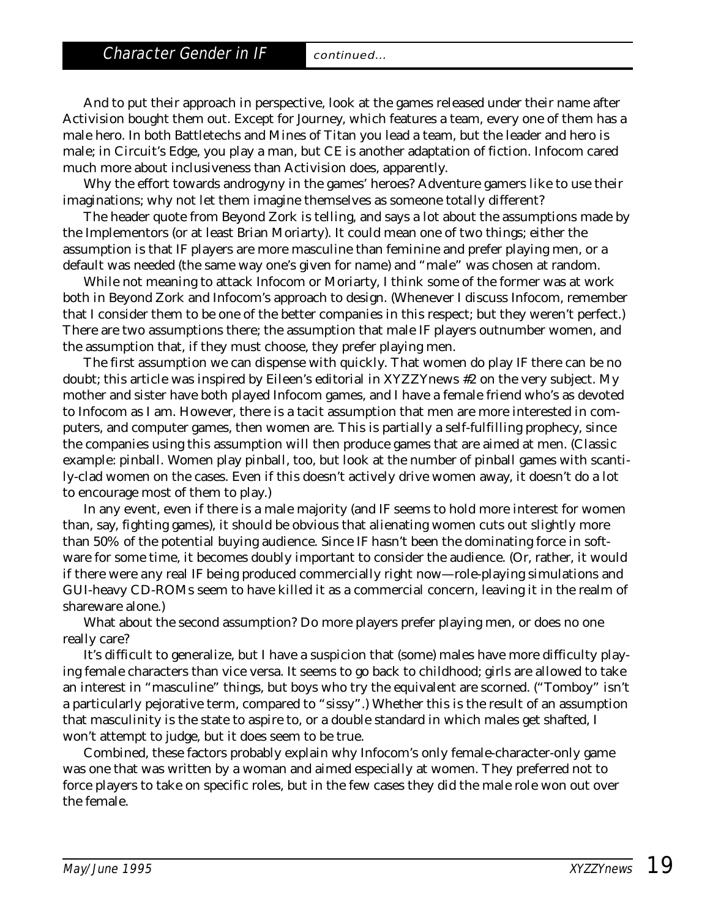And to put their approach in perspective, look at the games released under their name after Activision bought them out. Except for Journey, which features a team, every one of them has a male hero. In both Battletechs and Mines of Titan you lead a team, but the leader and hero is male; in Circuit's Edge, you play a man, but CE is another adaptation of fiction. Infocom cared much more about inclusiveness than Activision does, apparently.

Why the effort towards androgyny in the games' heroes? Adventure gamers like to use their imaginations; why not let them imagine themselves as someone totally different?

The header quote from Beyond Zork is telling, and says a lot about the assumptions made by the Implementors (or at least Brian Moriarty). It could mean one of two things; either the assumption is that IF players are more masculine than feminine and prefer playing men, or a default was needed (the same way one's given for name) and "male" was chosen at random.

While not meaning to attack Infocom or Moriarty, I think some of the former was at work both in Beyond Zork and Infocom's approach to design. (Whenever I discuss Infocom, remember that I consider them to be one of the better companies in this respect; but they weren't perfect.) There are two assumptions there; the assumption that male IF players outnumber women, and the assumption that, if they must choose, they prefer playing men.

The first assumption we can dispense with quickly. That women do play IF there can be no doubt; this article was inspired by Eileen's editorial in XYZZYnews #2 on the very subject. My mother and sister have both played Infocom games, and I have a female friend who's as devoted to Infocom as I am. However, there is a tacit assumption that men are more interested in computers, and computer games, then women are. This is partially a self-fulfilling prophecy, since the companies using this assumption will then produce games that are aimed at men. (Classic example: pinball. Women play pinball, too, but look at the number of pinball games with scantily-clad women on the cases. Even if this doesn't actively drive women away, it doesn't do a lot to encourage most of them to play.)

In any event, even if there is a male majority (and IF seems to hold more interest for women than, say, fighting games), it should be obvious that alienating women cuts out slightly more than 50% of the potential buying audience. Since IF hasn't been the dominating force in software for some time, it becomes doubly important to consider the audience. (Or, rather, it would if there were any real IF being produced commercially right now—role-playing simulations and GUI-heavy CD-ROMs seem to have killed it as a commercial concern, leaving it in the realm of shareware alone.)

What about the second assumption? Do more players prefer playing men, or does no one really care?

It's difficult to generalize, but I have a suspicion that (some) males have more difficulty playing female characters than vice versa. It seems to go back to childhood; girls are allowed to take an interest in "masculine" things, but boys who try the equivalent are scorned. ("Tomboy" isn't a particularly pejorative term, compared to "sissy".) Whether this is the result of an assumption that masculinity is the state to aspire to, or a double standard in which males get shafted, I won't attempt to judge, but it does seem to be true.

Combined, these factors probably explain why Infocom's only female-character-only game was one that was written by a woman and aimed especially at women. They preferred not to force players to take on specific roles, but in the few cases they did the male role won out over the female.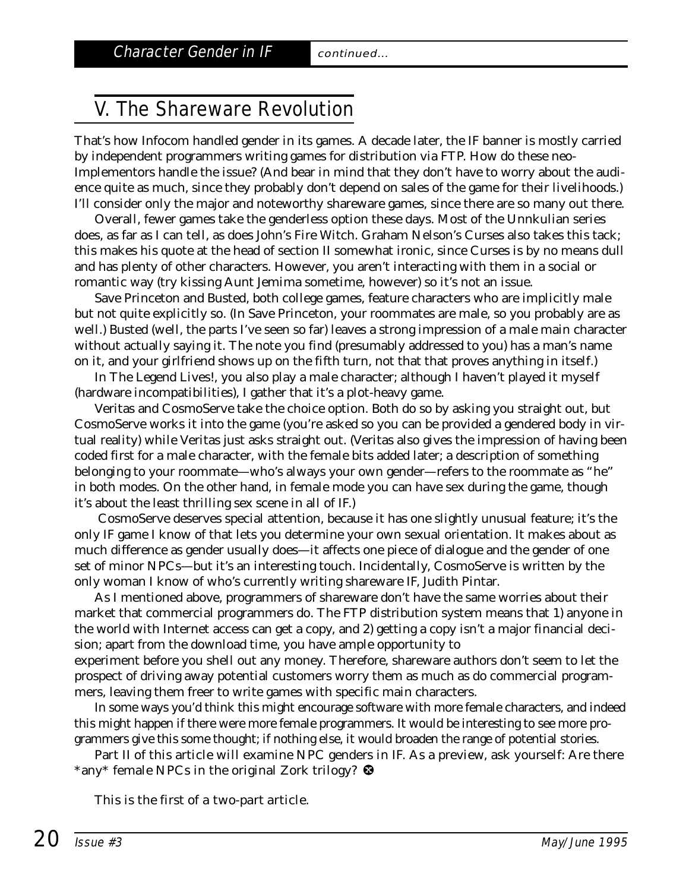## V. The Shareware Revolution

That's how Infocom handled gender in its games. A decade later, the IF banner is mostly carried by independent programmers writing games for distribution via FTP. How do these neo-Implementors handle the issue? (And bear in mind that they don't have to worry about the audience quite as much, since they probably don't depend on sales of the game for their livelihoods.) I'll consider only the major and noteworthy shareware games, since there are so many out there.

Overall, fewer games take the genderless option these days. Most of the Unnkulian series does, as far as I can tell, as does John's Fire Witch. Graham Nelson's Curses also takes this tack; this makes his quote at the head of section II somewhat ironic, since Curses is by no means dull and has plenty of other characters. However, you aren't interacting with them in a social or romantic way (try kissing Aunt Jemima sometime, however) so it's not an issue.

Save Princeton and Busted, both college games, feature characters who are implicitly male but not quite explicitly so. (In Save Princeton, your roommates are male, so you probably are as well.) Busted (well, the parts I've seen so far) leaves a strong impression of a male main character without actually saying it. The note you find (presumably addressed to you) has a man's name on it, and your girlfriend shows up on the fifth turn, not that that proves anything in itself.)

In The Legend Lives!, you also play a male character; although I haven't played it myself (hardware incompatibilities), I gather that it's a plot-heavy game.

Veritas and CosmoServe take the choice option. Both do so by asking you straight out, but CosmoServe works it into the game (you're asked so you can be provided a gendered body in virtual reality) while Veritas just asks straight out. (Veritas also gives the impression of having been coded first for a male character, with the female bits added later; a description of something belonging to your roommate—who's always your own gender—refers to the roommate as "he" in both modes. On the other hand, in female mode you can have sex during the game, though it's about the least thrilling sex scene in all of IF.)

CosmoServe deserves special attention, because it has one slightly unusual feature; it's the only IF game I know of that lets you determine your own sexual orientation. It makes about as much difference as gender usually does—it affects one piece of dialogue and the gender of one set of minor NPCs—but it's an interesting touch. Incidentally, CosmoServe is written by the only woman I know of who's currently writing shareware IF, Judith Pintar.

As I mentioned above, programmers of shareware don't have the same worries about their market that commercial programmers do. The FTP distribution system means that 1) anyone in the world with Internet access can get a copy, and 2) getting a copy isn't a major financial decision; apart from the download time, you have ample opportunity to experiment before you shell out any money. Therefore, shareware authors don't seem to let the prospect of driving away potential customers worry them as much as do commercial programmers, leaving them freer to write games with specific main characters.

In some ways you'd think this might encourage software with more female characters, and indeed this might happen if there were more female programmers. It would be interesting to see more programmers give this some thought; if nothing else, it would broaden the range of potential stories.

Part II of this article will examine NPC genders in IF. As a preview, ask yourself: Are there *any* female NPCs in the original Zork trilogy? ❸

This is the first of a two-part article.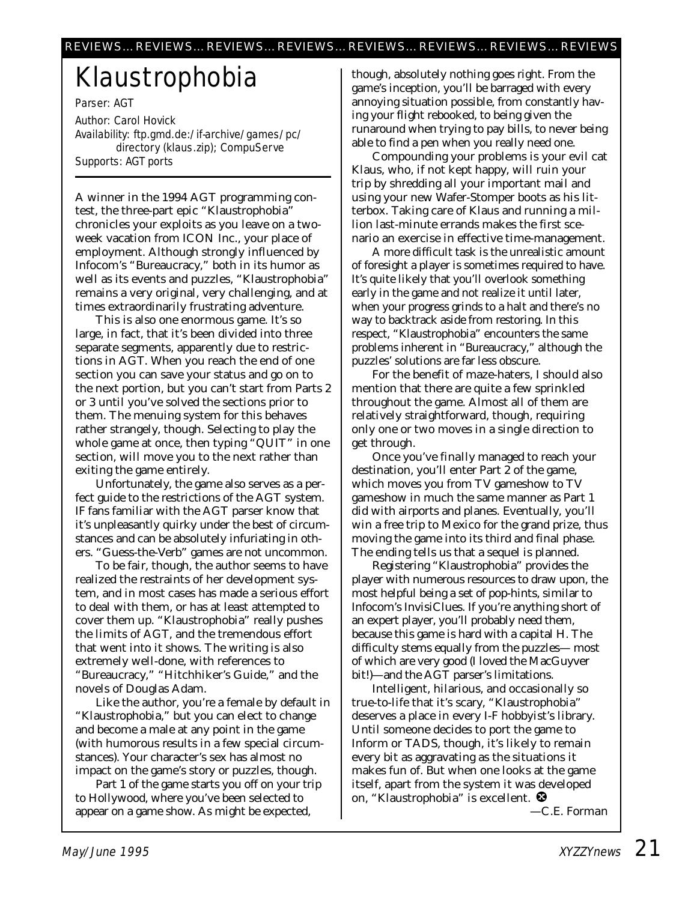# Klaustrophobia

*Parser: AGT*

*Author: Carol Hovick*

*Availability: ftp.gmd.de:/if-archive/games/pc/ directory (klaus.zip); CompuServe*

*Supports: AGT ports*

A winner in the 1994 AGT programming contest, the three-part epic "Klaustrophobia" chronicles your exploits as you leave on a two-week vacation from ICON Inc., your place of employment. Although strongly influenced by Infocom's "Bureaucracy," both in its humor as well as its events and puzzles, "Klaustrophobia" remains a very original, very challenging, and at times extraordinarily frustrating adventure.

This is also one enormous game. It's so large, in fact, that it's been divided into three separate segments, apparently due to restrictions in AGT. When you reach the end of one section you can save your status and go on to the next portion, but you can't start from Parts 2 or 3 until you've solved the sections prior to them. The menuing system for this behaves rather strangely, though. Selecting to play the whole game at once, then typing "QUIT" in one section, will move you to the next rather than exiting the game entirely.

Unfortunately, the game also serves as a perfect guide to the restrictions of the AGT system. IF fans familiar with the AGT parser know that it's unpleasantly quirky under the best of circumstances and can be absolutely infuriating in others. "Guess-the-Verb" games are not uncommon.

To be fair, though, the author seems to have realized the restraints of her development system, and in most cases has made a serious effort to deal with them, or has at least attempted to cover them up. "Klaustrophobia" really pushes the limits of AGT, and the tremendous effort that went into it shows. The writing is also extremely well-done, with references to "Bureaucracy," "Hitchhiker's Guide," and the novels of Douglas Adam.

Like the author, you're a female by default in "Klaustrophobia," but you can elect to change and become a male at any point in the game (with humorous results in a few special circumstances). Your character's sex has almost no impact on the game's story or puzzles, though.

Part 1 of the game starts you off on your trip to Hollywood, where you've been selected to appear on a game show. As might be expected, though, absolutely nothing goes right. From the game's inception, you'll be barraged with every annoying situation possible, from constantly having your flight rebooked, to being given the runaround when trying to pay bills, to never being able to find a pen when you really need one.

Compounding your problems is your evil cat Klaus, who, if not kept happy, will ruin your trip by shredding all your important mail and using your new Wafer-Stomper boots as his litterbox. Taking care of Klaus and running a million last-minute errands makes the first scenario an exercise in effective time-management.

A more difficult task is the unrealistic amount of foresight a player is sometimes required to have. It's quite likely that you'll overlook something early in the game and not realize it until later, when your progress grinds to a halt and there's no way to backtrack aside from restoring. In this respect, "Klaustrophobia" encounters the same problems inherent in "Bureaucracy," although the puzzles' solutions are far less obscure.

For the benefit of maze-haters, I should also mention that there are quite a few sprinkled throughout the game. Almost all of them are relatively straightforward, though, requiring only one or two moves in a single direction to get through.

Once you've finally managed to reach your destination, you'll enter Part 2 of the game, which moves you from TV gameshow to TV gameshow in much the same manner as Part 1 did with airports and planes. Eventually, you'll win a free trip to Mexico for the grand prize, thus moving the game into its third and final phase. The ending tells us that a sequel is planned.

Registering "Klaustrophobia" provides the player with numerous resources to draw upon, the most helpful being a set of pop-hints, similar to Infocom's InvisiClues. If you're anything short of an expert player, you'll probably need them, because this game is hard with a capital H. The difficulty stems equally from the puzzles— most of which are very good (I loved the MacGuyver bit!)—and the AGT parser's limitations.

Intelligent, hilarious, and occasionally so true-to-life that it's scary, "Klaustrophobia" deserves a place in every I-F hobbyist's library. Until someone decides to port the game to Inform or TADS, though, it's likely to remain every bit as aggravating as the situations it makes fun of. But when one looks at the game itself, apart from the system it was developed on, "Klaustrophobia" is excellent.

—C.E. Forman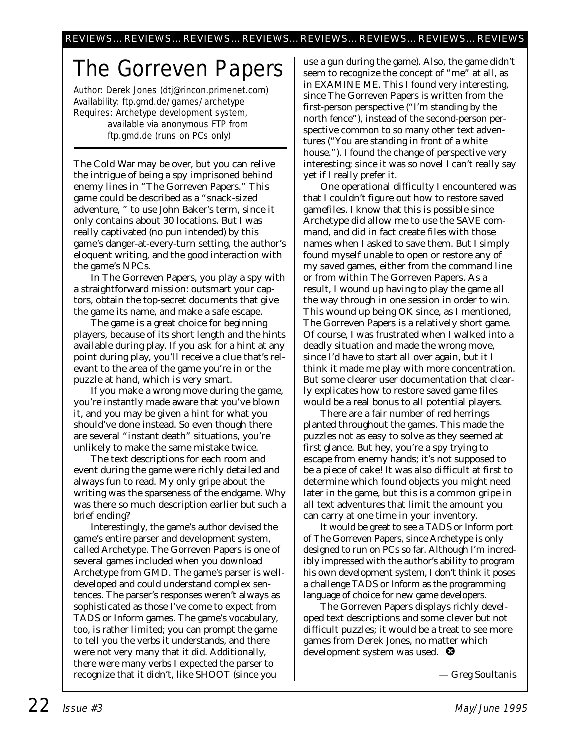# The Gorreven Papers

*Author: Derek Jones (dtj@rincon.primenet.com)*
*Availability: ftp.gmd.de/games/archetype*
*Requires: Archetype development system, available via anonymous FTP from ftp.gmd.de (runs on PCs only)*

The Cold War may be over, but you can relive the intrigue of being a spy imprisoned behind enemy lines in "The Gorreven Papers." This game could be described as a "snack-sized adventure, " to use John Baker's term, since it only contains about 30 locations. But I was really captivated (no pun intended) by this game's danger-at-every-turn setting, the author's eloquent writing, and the good interaction with the game's NPCs.

In The Gorreven Papers, you play a spy with a straightforward mission: outsmart your captors, obtain the top-secret documents that give the game its name, and make a safe escape.

The game is a great choice for beginning players, because of its short length and the hints available during play. If you ask for a hint at any point during play, you'll receive a clue that's relevant to the area of the game you're in or the puzzle at hand, which is very smart.

If you make a wrong move during the game, you're instantly made aware that you've blown it, and you may be given a hint for what you should've done instead. So even though there are several "instant death" situations, you're unlikely to make the same mistake twice.

The text descriptions for each room and event during the game were richly detailed and always fun to read. My only gripe about the writing was the sparseness of the endgame. Why was there so much description earlier but such a brief ending?

Interestingly, the game's author devised the game's entire parser and development system, called Archetype. The Gorreven Papers is one of several games included when you download Archetype from GMD. The game's parser is well-developed and could understand complex sentences. The parser's responses weren't always as sophisticated as those I've come to expect from TADS or Inform games. The game's vocabulary, too, is rather limited; you can prompt the game to tell you the verbs it understands, and there were not very many that it did. Additionally, there were many verbs I expected the parser to recognize that it didn't, like SHOOT (since you use a gun during the game). Also, the game didn't seem to recognize the concept of "me" at all, as in EXAMINE ME. This I found very interesting, since The Gorreven Papers is written from the first-person perspective ("I'm standing by the north fence"), instead of the second-person perspective common to so many other text adventures ("You are standing in front of a white house."). I found the change of perspective very interesting; since it was so novel I can't really say yet if I really prefer it.

One operational difficulty I encountered was that I couldn't figure out how to restore saved gamefiles. I know that this is possible since Archetype did allow me to use the SAVE command, and did in fact create files with those names when I asked to save them. But I simply found myself unable to open or restore any of my saved games, either from the command line or from within The Gorreven Papers. As a result, I wound up having to play the game all the way through in one session in order to win. This wound up being OK since, as I mentioned, The Gorreven Papers is a relatively short game. Of course, I was frustrated when I walked into a deadly situation and made the wrong move, since I'd have to start all over again, but it I think it made me play with more concentration. But some clearer user documentation that clearly explicates how to restore saved game files would be a real bonus to all potential players.

There are a fair number of red herrings planted throughout the games. This made the puzzles not as easy to solve as they seemed at first glance. But hey, you're a spy trying to escape from enemy hands; it's not supposed to be a piece of cake! It was also difficult at first to determine which found objects you might need later in the game, but this is a common gripe in all text adventures that limit the amount you can carry at one time in your inventory.

It would be great to see a TADS or Inform port of The Gorreven Papers, since Archetype is only designed to run on PCs so far. Although I'm incredibly impressed with the author's ability to program his own development system, I don't think it poses a challenge TADS or Inform as the programming language of choice for new game developers.

The Gorreven Papers displays richly developed text descriptions and some clever but not difficult puzzles; it would be a treat to see more games from Derek Jones, no matter which development system was used.

— Greg Soultanis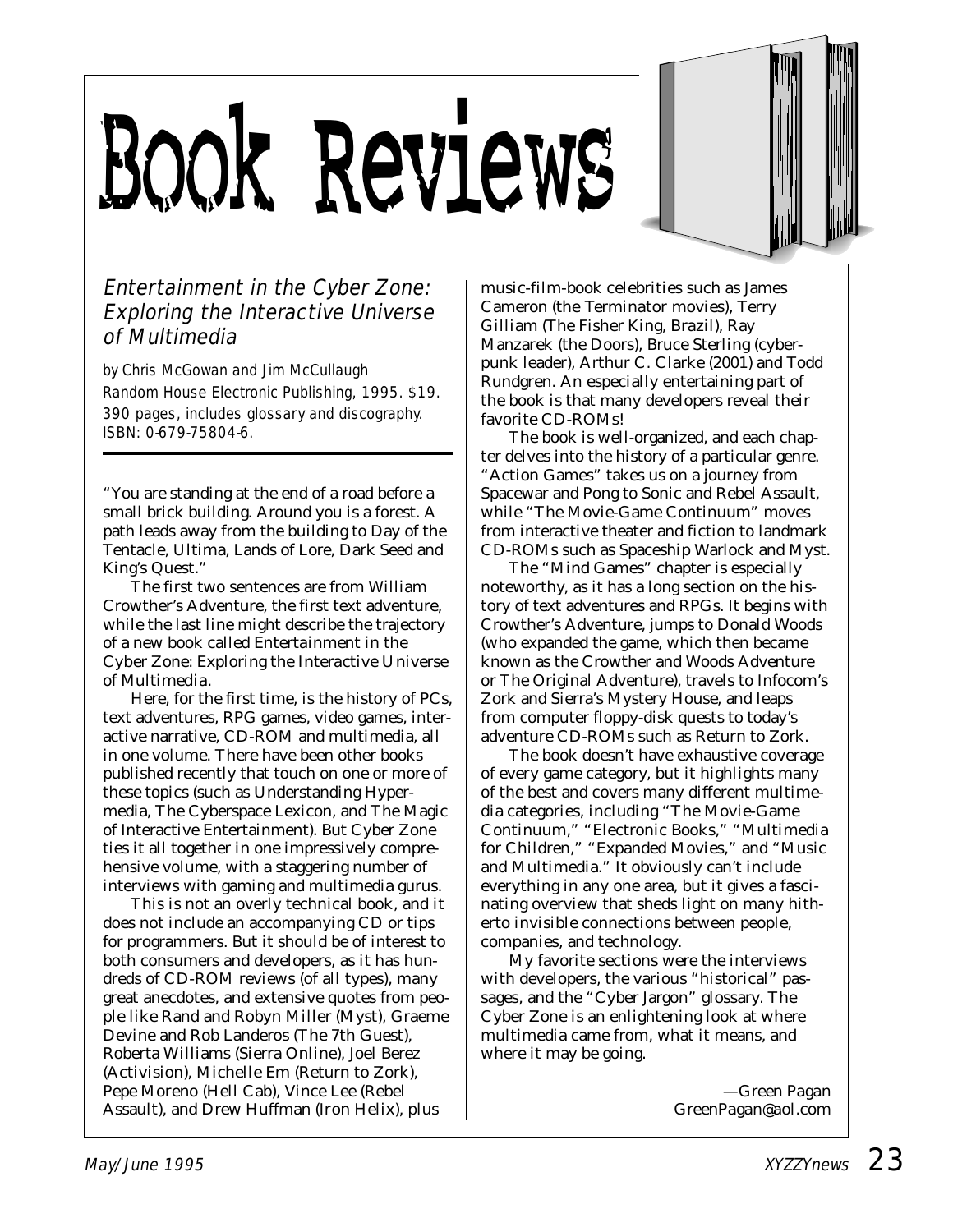# Book Reviews

## *Entertainment in the Cyber Zone: Exploring the Interactive Universe of Multimedia*

*by Chris McGowan and Jim McCullaugh*
*Random House Electronic Publishing, 1995. $19.*
*390 pages, includes glossary and discography.*
*ISBN: 0-679-75804-6.*

"You are standing at the end of a road before a small brick building. Around you is a forest. A path leads away from the building to Day of the Tentacle, Ultima, Lands of Lore, Dark Seed and King's Quest."

The first two sentences are from William Crowther's Adventure, the first text adventure, while the last line might describe the trajectory of a new book called Entertainment in the Cyber Zone: Exploring the Interactive Universe of Multimedia.

Here, for the first time, is the history of PCs, text adventures, RPG games, video games, interactive narrative, CD-ROM and multimedia, all in one volume. There have been other books published recently that touch on one or more of these topics (such as Understanding Hypermedia, The Cyberspace Lexicon, and The Magic of Interactive Entertainment). But Cyber Zone ties it all together in one impressively comprehensive volume, with a staggering number of interviews with gaming and multimedia gurus.

This is not an overly technical book, and it does not include an accompanying CD or tips for programmers. But it should be of interest to both consumers and developers, as it has hundreds of CD-ROM reviews (of all types), many great anecdotes, and extensive quotes from people like Rand and Robyn Miller (Myst), Graeme Devine and Rob Landeros (The 7th Guest), Roberta Williams (Sierra Online), Joel Berez (Activision), Michelle Em (Return to Zork), Pepe Moreno (Hell Cab), Vince Lee (Rebel Assault), and Drew Huffman (Iron Helix), plus music-film-book celebrities such as James Cameron (the Terminator movies), Terry Gilliam (The Fisher King, Brazil), Ray Manzarek (the Doors), Bruce Sterling (cyberpunk leader), Arthur C. Clarke (2001) and Todd Rundgren. An especially entertaining part of the book is that many developers reveal their favorite CD-ROMs!

The book is well-organized, and each chapter delves into the history of a particular genre. "Action Games" takes us on a journey from Spacewar and Pong to Sonic and Rebel Assault, while "The Movie-Game Continuum" moves from interactive theater and fiction to landmark CD-ROMs such as Spaceship Warlock and Myst.

The "Mind Games" chapter is especially noteworthy, as it has a long section on the history of text adventures and RPGs. It begins with Crowther's Adventure, jumps to Donald Woods (who expanded the game, which then became known as the Crowther and Woods Adventure or The Original Adventure), travels to Infocom's Zork and Sierra's Mystery House, and leaps from computer floppy-disk quests to today's adventure CD-ROMs such as Return to Zork.

The book doesn't have exhaustive coverage of every game category, but it highlights many of the best and covers many different multimedia categories, including "The Movie-Game Continuum," "Electronic Books," "Multimedia for Children," "Expanded Movies," and "Music and Multimedia." It obviously can't include everything in any one area, but it gives a fascinating overview that sheds light on many hitherto invisible connections between people, companies, and technology.

My favorite sections were the interviews with developers, the various "historical" passages, and the "Cyber Jargon" glossary. The Cyber Zone is an enlightening look at where multimedia came from, what it means, and where it may be going.

—Green Pagan
GreenPagan@aol.com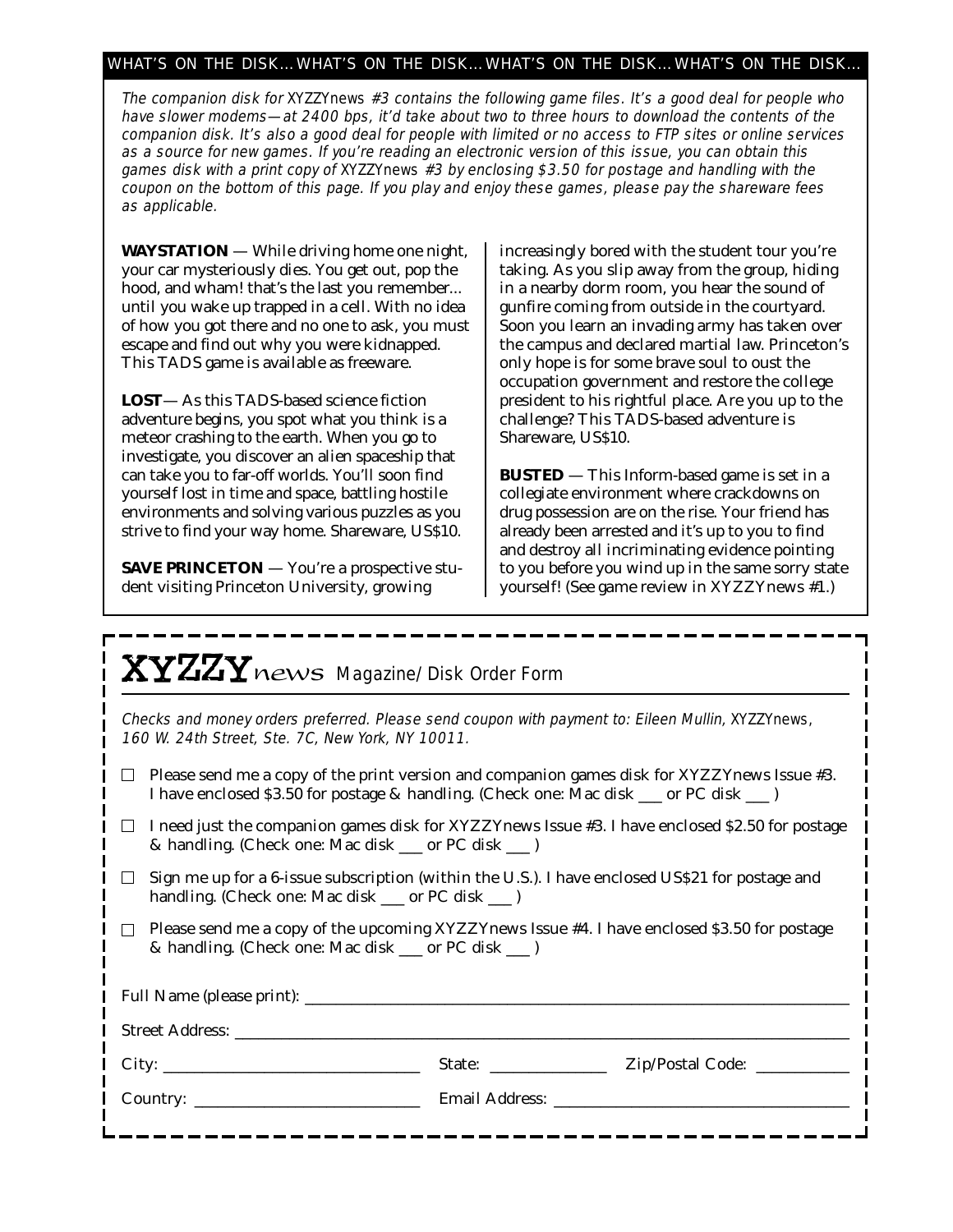## WHAT'S ON THE DISK… WHAT'S ON THE DISK… WHAT'S ON THE DISK… WHAT'S ON THE DISK…

*The companion disk for XYZZYnews #3 contains the following game files. It's a good deal for people who have slower modems—at 2400 bps, it'd take about two to three hours to download the contents of the companion disk. It's also a good deal for people with limited or no access to FTP sites or online services as a source for new games. If you're reading an electronic version of this issue, you can obtain this games disk with a print copy of XYZZYnews #3 by enclosing $3.50 for postage and handling with the coupon on the bottom of this page. If you play and enjoy these games, please pay the shareware fees as applicable.*

**WAYSTATION** — While driving home one night, your car mysteriously dies. You get out, pop the hood, and wham! that's the last you remember... until you wake up trapped in a cell. With no idea of how you got there and no one to ask, you must escape and find out why you were kidnapped. This TADS game is available as freeware.

**LOST**— As this TADS-based science fiction adventure begins, you spot what you think is a meteor crashing to the earth. When you go to investigate, you discover an alien spaceship that can take you to far-off worlds. You'll soon find yourself lost in time and space, battling hostile environments and solving various puzzles as you strive to find your way home. Shareware, US$10.

**SAVE PRINCETON** — You're a prospective student visiting Princeton University, growing increasingly bored with the student tour you're taking. As you slip away from the group, hiding in a nearby dorm room, you hear the sound of gunfire coming from outside in the courtyard. Soon you learn an invading army has taken over the campus and declared martial law. Princeton's only hope is for some brave soul to oust the occupation government and restore the college president to his rightful place. Are you up to the challenge? This TADS-based adventure is Shareware, US$10.

**BUSTED** — This Inform-based game is set in a collegiate environment where crackdowns on drug possession are on the rise. Your friend has already been arrested and it's up to you to find and destroy all incriminating evidence pointing to you before you wind up in the same sorry state yourself! (See game review in XYZZYnews #1.)

## XYZZY*news* Magazine/Disk Order Form

*Checks and money orders preferred. Please send coupon with payment to: Eileen Mullin, XYZZYnews, 160 W. 24th Street, Ste. 7C, New York, NY 10011.*

☐ Please send me a copy of the print version and companion games disk for XYZZYnews Issue #3. I have enclosed $3.50 for postage & handling. (Check one: Mac disk ___ or PC disk ___ )

☐ I need just the companion games disk for XYZZYnews Issue #3. I have enclosed $2.50 for postage & handling. (Check one: Mac disk ___ or PC disk ___ )

☐ Sign me up for a 6-issue subscription (within the U.S.). I have enclosed US$21 for postage and handling. (Check one: Mac disk ___ or PC disk ___ )

☐ Please send me a copy of the upcoming XYZZYnews Issue #4. I have enclosed $3.50 for postage & handling. (Check one: Mac disk ___ or PC disk ___ )

Full Name (please print): ______________________________

Street Address: ______________________________

City: ______________ State: __________ Zip/Postal Code: __________

Country: ______________ Email Address: ______________________________